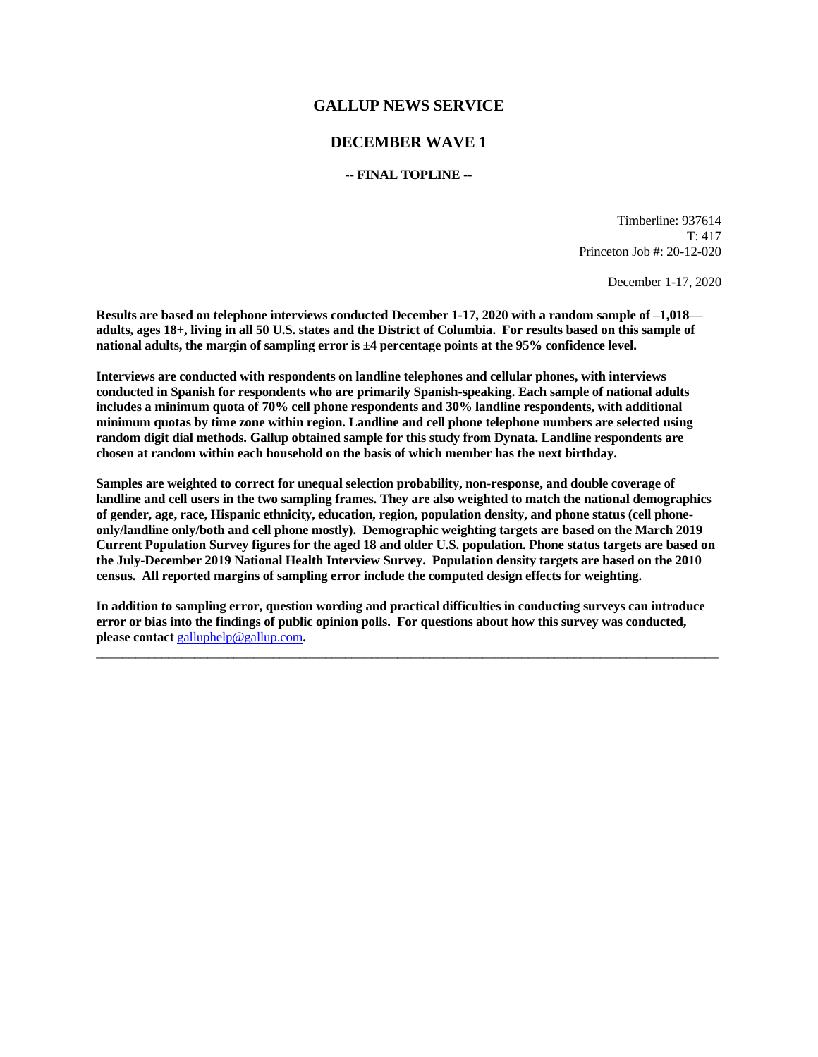# GALLUP NEWS SERVICE

## DECEMBER WAVE 1

**-- FINAL TOPLINE --**

Timberline: 937614
T: 417
Princeton Job #: 20-12-020

December 1-17, 2020

---

**Results are based on telephone interviews conducted December 1-17, 2020 with a random sample of –1,018— adults, ages 18+, living in all 50 U.S. states and the District of Columbia. For results based on this sample of national adults, the margin of sampling error is ±4 percentage points at the 95% confidence level.**

**Interviews are conducted with respondents on landline telephones and cellular phones, with interviews conducted in Spanish for respondents who are primarily Spanish-speaking. Each sample of national adults includes a minimum quota of 70% cell phone respondents and 30% landline respondents, with additional minimum quotas by time zone within region. Landline and cell phone telephone numbers are selected using random digit dial methods. Gallup obtained sample for this study from Dynata. Landline respondents are chosen at random within each household on the basis of which member has the next birthday.**

**Samples are weighted to correct for unequal selection probability, non-response, and double coverage of landline and cell users in the two sampling frames. They are also weighted to match the national demographics of gender, age, race, Hispanic ethnicity, education, region, population density, and phone status (cell phone-only/landline only/both and cell phone mostly). Demographic weighting targets are based on the March 2019 Current Population Survey figures for the aged 18 and older U.S. population. Phone status targets are based on the July-December 2019 National Health Interview Survey. Population density targets are based on the 2010 census. All reported margins of sampling error include the computed design effects for weighting.**

**In addition to sampling error, question wording and practical difficulties in conducting surveys can introduce error or bias into the findings of public opinion polls. For questions about how this survey was conducted, please contact** galluphelp@gallup.com**.**

---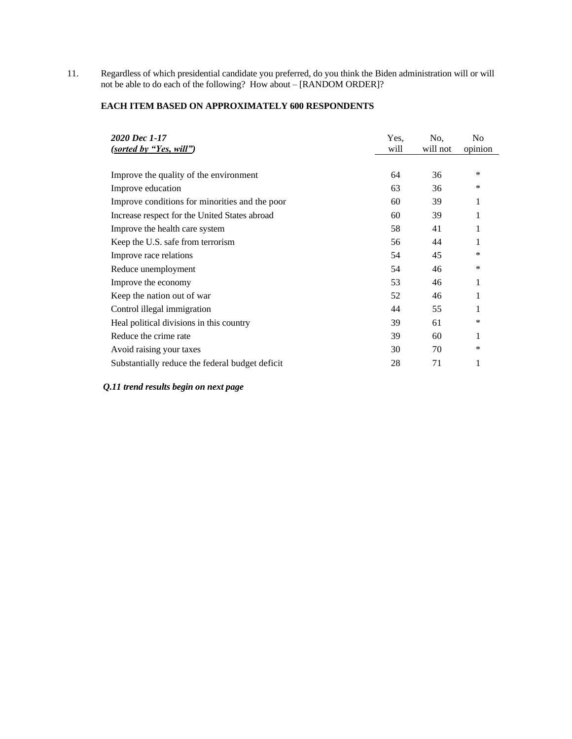11. Regardless of which presidential candidate you preferred, do you think the Biden administration will or will not be able to do each of the following? How about – [RANDOM ORDER]?

**EACH ITEM BASED ON APPROXIMATELY 600 RESPONDENTS**

| ***2020 Dec 1-17*** ***(sorted by "Yes, will")*** | Yes, will | No, will not | No opinion |
|---|---|---|---|
| Improve the quality of the environment | 64 | 36 | * |
| Improve education | 63 | 36 | * |
| Improve conditions for minorities and the poor | 60 | 39 | 1 |
| Increase respect for the United States abroad | 60 | 39 | 1 |
| Improve the health care system | 58 | 41 | 1 |
| Keep the U.S. safe from terrorism | 56 | 44 | 1 |
| Improve race relations | 54 | 45 | * |
| Reduce unemployment | 54 | 46 | * |
| Improve the economy | 53 | 46 | 1 |
| Keep the nation out of war | 52 | 46 | 1 |
| Control illegal immigration | 44 | 55 | 1 |
| Heal political divisions in this country | 39 | 61 | * |
| Reduce the crime rate | 39 | 60 | 1 |
| Avoid raising your taxes | 30 | 70 | * |
| Substantially reduce the federal budget deficit | 28 | 71 | 1 |

***Q.11 trend results begin on next page***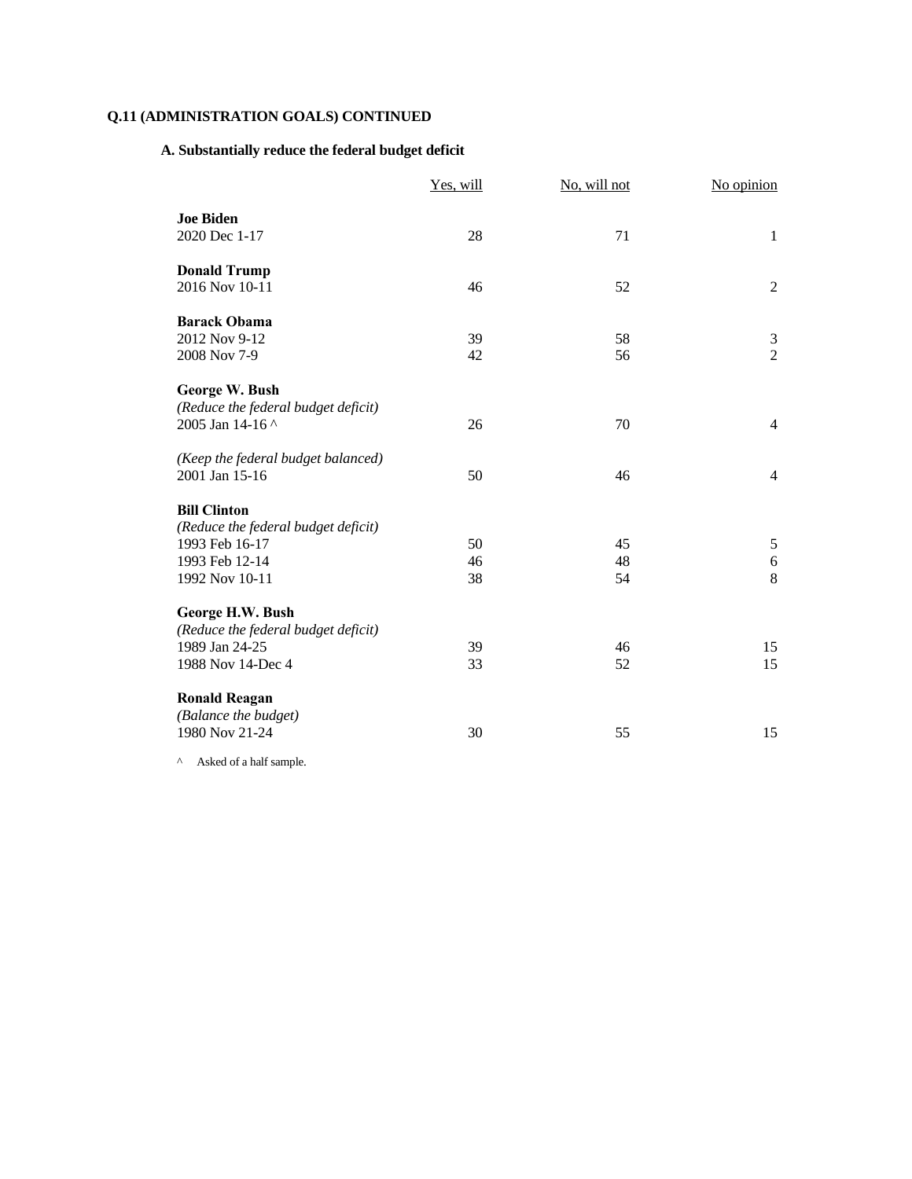**Q.11 (ADMINISTRATION GOALS) CONTINUED**

**A. Substantially reduce the federal budget deficit**

| | Yes, will | No, will not | No opinion |
|---|---|---|---|
| **Joe Biden** | | | |
| 2020 Dec 1-17 | 28 | 71 | 1 |
| **Donald Trump** | | | |
| 2016 Nov 10-11 | 46 | 52 | 2 |
| **Barack Obama** | | | |
| 2012 Nov 9-12 | 39 | 58 | 3 |
| 2008 Nov 7-9 | 42 | 56 | 2 |
| **George W. Bush** | | | |
| *(Reduce the federal budget deficit)* | | | |
| 2005 Jan 14-16 ^ | 26 | 70 | 4 |
| *(Keep the federal budget balanced)* | | | |
| 2001 Jan 15-16 | 50 | 46 | 4 |
| **Bill Clinton** | | | |
| *(Reduce the federal budget deficit)* | | | |
| 1993 Feb 16-17 | 50 | 45 | 5 |
| 1993 Feb 12-14 | 46 | 48 | 6 |
| 1992 Nov 10-11 | 38 | 54 | 8 |
| **George H.W. Bush** | | | |
| *(Reduce the federal budget deficit)* | | | |
| 1989 Jan 24-25 | 39 | 46 | 15 |
| 1988 Nov 14-Dec 4 | 33 | 52 | 15 |
| **Ronald Reagan** | | | |
| *(Balance the budget)* | | | |
| 1980 Nov 21-24 | 30 | 55 | 15 |

^ Asked of a half sample.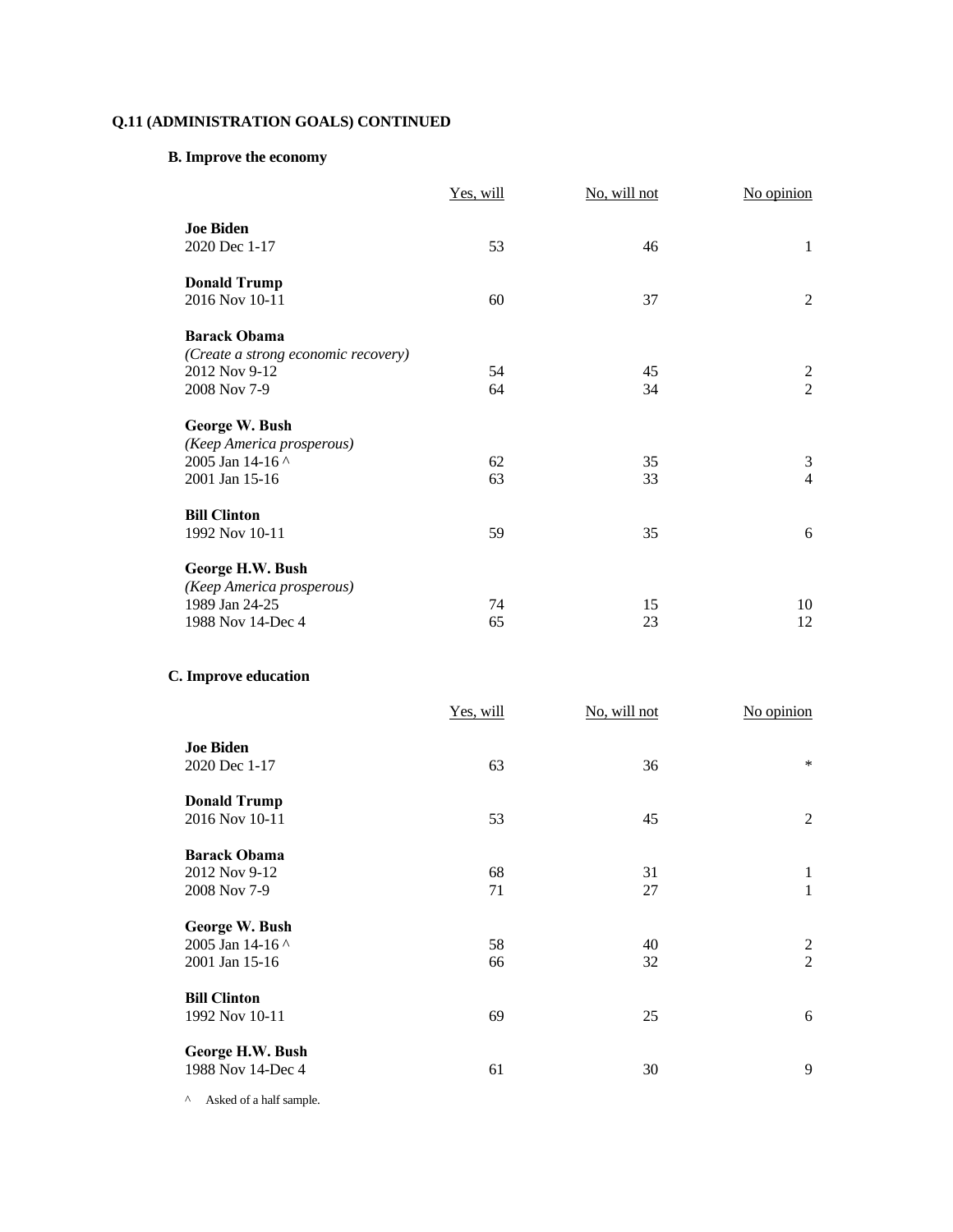**Q.11 (ADMINISTRATION GOALS) CONTINUED**

**B. Improve the economy**

| | Yes, will | No, will not | No opinion |
|---|---|---|---|
| **Joe Biden** | | | |
| 2020 Dec 1-17 | 53 | 46 | 1 |
| **Donald Trump** | | | |
| 2016 Nov 10-11 | 60 | 37 | 2 |
| **Barack Obama** | | | |
| *(Create a strong economic recovery)* | | | |
| 2012 Nov 9-12 | 54 | 45 | 2 |
| 2008 Nov 7-9 | 64 | 34 | 2 |
| **George W. Bush** | | | |
| *(Keep America prosperous)* | | | |
| 2005 Jan 14-16 ^ | 62 | 35 | 3 |
| 2001 Jan 15-16 | 63 | 33 | 4 |
| **Bill Clinton** | | | |
| 1992 Nov 10-11 | 59 | 35 | 6 |
| **George H.W. Bush** | | | |
| *(Keep America prosperous)* | | | |
| 1989 Jan 24-25 | 74 | 15 | 10 |
| 1988 Nov 14-Dec 4 | 65 | 23 | 12 |

**C. Improve education**

| | Yes, will | No, will not | No opinion |
|---|---|---|---|
| **Joe Biden** | | | |
| 2020 Dec 1-17 | 63 | 36 | * |
| **Donald Trump** | | | |
| 2016 Nov 10-11 | 53 | 45 | 2 |
| **Barack Obama** | | | |
| 2012 Nov 9-12 | 68 | 31 | 1 |
| 2008 Nov 7-9 | 71 | 27 | 1 |
| **George W. Bush** | | | |
| 2005 Jan 14-16 ^ | 58 | 40 | 2 |
| 2001 Jan 15-16 | 66 | 32 | 2 |
| **Bill Clinton** | | | |
| 1992 Nov 10-11 | 69 | 25 | 6 |
| **George H.W. Bush** | | | |
| 1988 Nov 14-Dec 4 | 61 | 30 | 9 |

^ Asked of a half sample.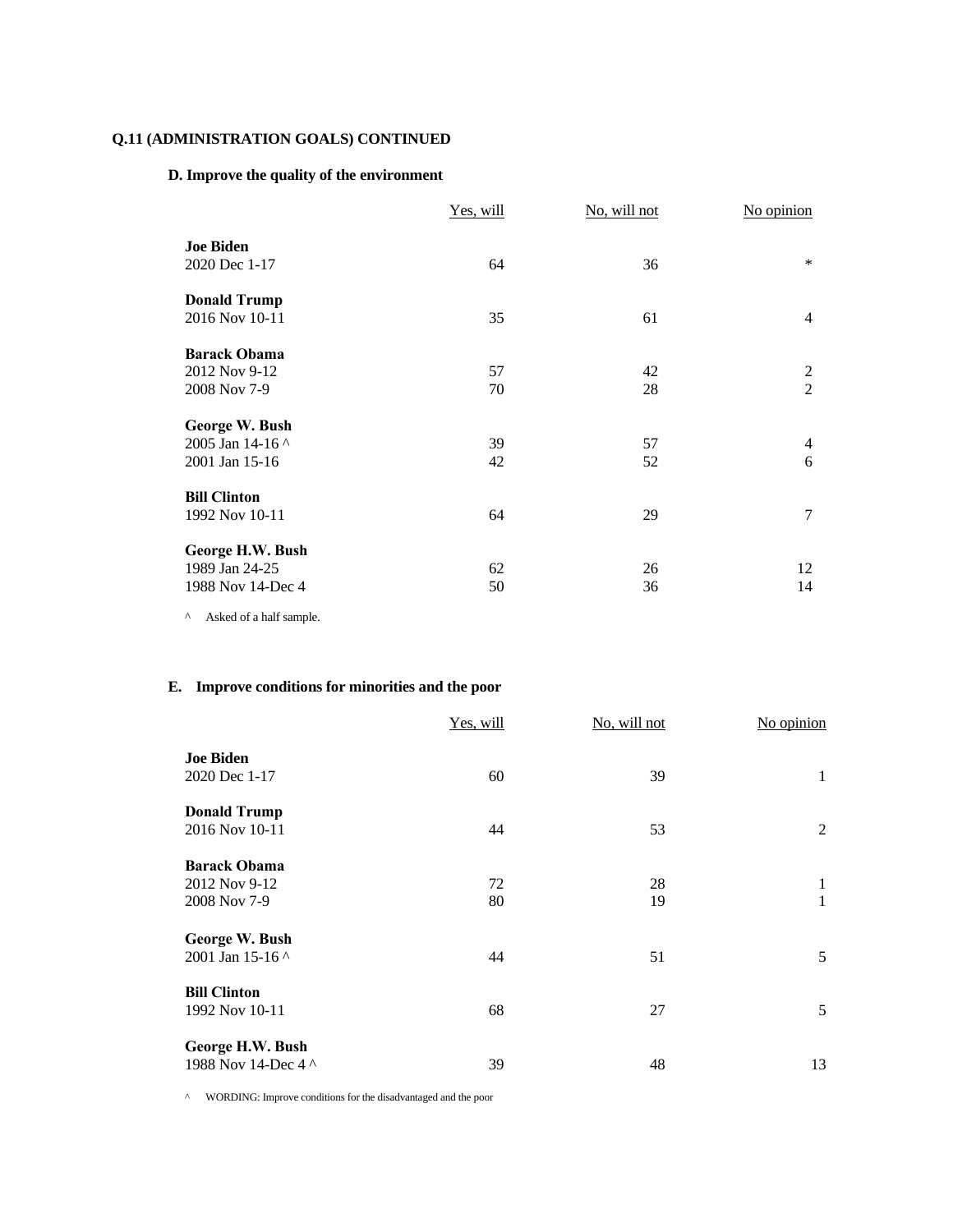**Q.11 (ADMINISTRATION GOALS) CONTINUED**

**D. Improve the quality of the environment**

| | Yes, will | No, will not | No opinion |
|---|---|---|---|
| **Joe Biden** | | | |
| 2020 Dec 1-17 | 64 | 36 | * |
| **Donald Trump** | | | |
| 2016 Nov 10-11 | 35 | 61 | 4 |
| **Barack Obama** | | | |
| 2012 Nov 9-12 | 57 | 42 | 2 |
| 2008 Nov 7-9 | 70 | 28 | 2 |
| **George W. Bush** | | | |
| 2005 Jan 14-16 ^ | 39 | 57 | 4 |
| 2001 Jan 15-16 | 42 | 52 | 6 |
| **Bill Clinton** | | | |
| 1992 Nov 10-11 | 64 | 29 | 7 |
| **George H.W. Bush** | | | |
| 1989 Jan 24-25 | 62 | 26 | 12 |
| 1988 Nov 14-Dec 4 | 50 | 36 | 14 |

^ Asked of a half sample.

**E. Improve conditions for minorities and the poor**

| | Yes, will | No, will not | No opinion |
|---|---|---|---|
| **Joe Biden** | | | |
| 2020 Dec 1-17 | 60 | 39 | 1 |
| **Donald Trump** | | | |
| 2016 Nov 10-11 | 44 | 53 | 2 |
| **Barack Obama** | | | |
| 2012 Nov 9-12 | 72 | 28 | 1 |
| 2008 Nov 7-9 | 80 | 19 | 1 |
| **George W. Bush** | | | |
| 2001 Jan 15-16 ^ | 44 | 51 | 5 |
| **Bill Clinton** | | | |
| 1992 Nov 10-11 | 68 | 27 | 5 |
| **George H.W. Bush** | | | |
| 1988 Nov 14-Dec 4 ^ | 39 | 48 | 13 |

^ WORDING: Improve conditions for the disadvantaged and the poor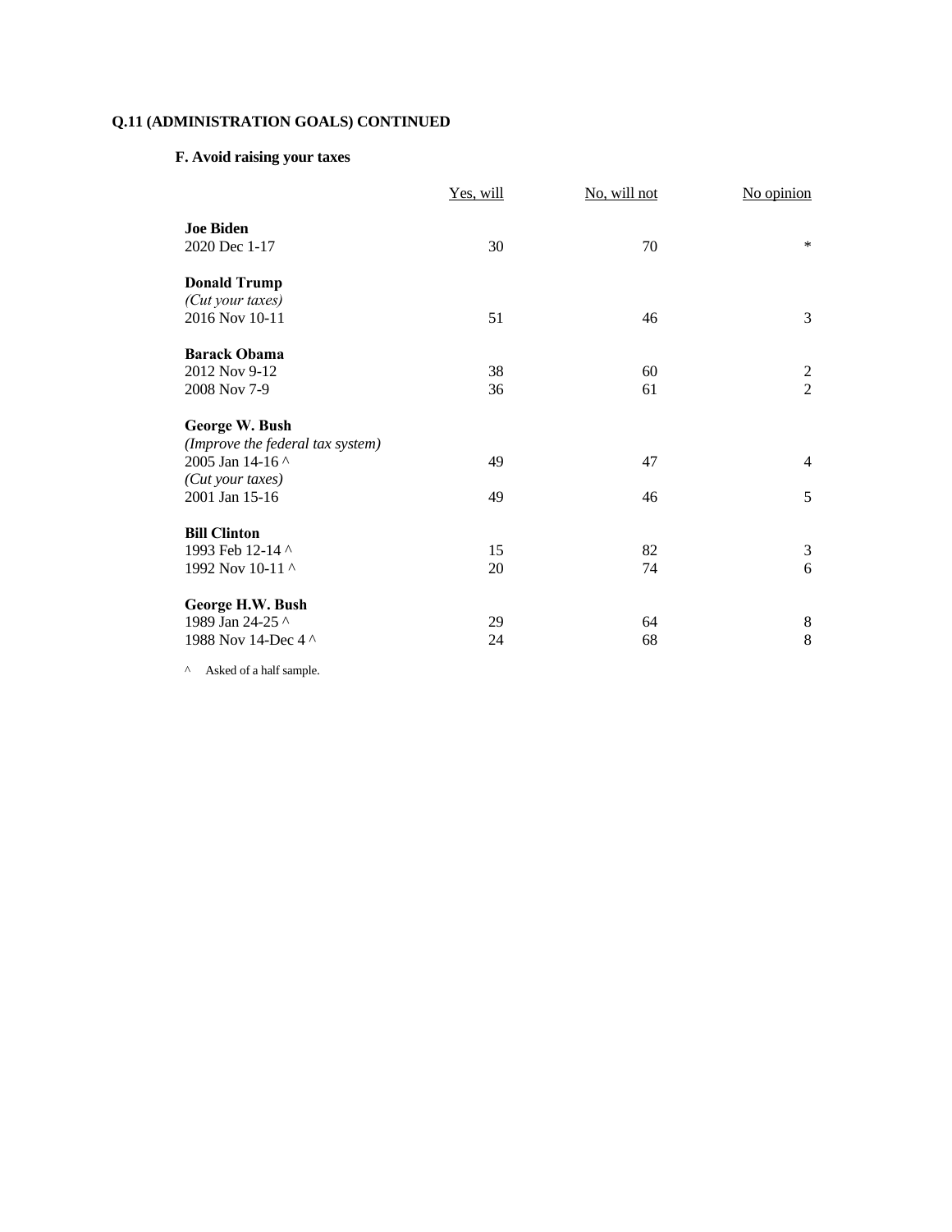**Q.11 (ADMINISTRATION GOALS) CONTINUED**

**F. Avoid raising your taxes**

| | Yes, will | No, will not | No opinion |
|---|---|---|---|
| **Joe Biden** | | | |
| 2020 Dec 1-17 | 30 | 70 | * |
| **Donald Trump** | | | |
| *(Cut your taxes)* | | | |
| 2016 Nov 10-11 | 51 | 46 | 3 |
| **Barack Obama** | | | |
| 2012 Nov 9-12 | 38 | 60 | 2 |
| 2008 Nov 7-9 | 36 | 61 | 2 |
| **George W. Bush** | | | |
| *(Improve the federal tax system)* | | | |
| 2005 Jan 14-16 ^ | 49 | 47 | 4 |
| *(Cut your taxes)* | | | |
| 2001 Jan 15-16 | 49 | 46 | 5 |
| **Bill Clinton** | | | |
| 1993 Feb 12-14 ^ | 15 | 82 | 3 |
| 1992 Nov 10-11 ^ | 20 | 74 | 6 |
| **George H.W. Bush** | | | |
| 1989 Jan 24-25 ^ | 29 | 64 | 8 |
| 1988 Nov 14-Dec 4 ^ | 24 | 68 | 8 |

^ Asked of a half sample.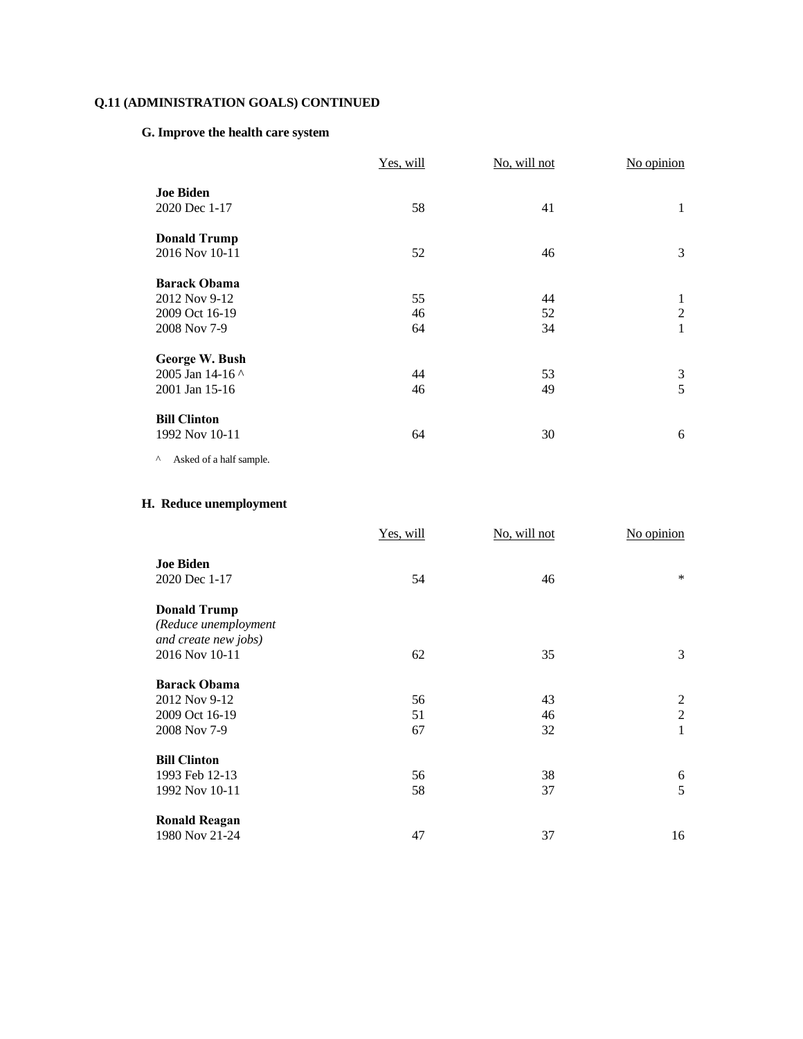**Q.11 (ADMINISTRATION GOALS) CONTINUED**

**G. Improve the health care system**

| | Yes, will | No, will not | No opinion |
|---|---|---|---|
| **Joe Biden** | | | |
| 2020 Dec 1-17 | 58 | 41 | 1 |
| **Donald Trump** | | | |
| 2016 Nov 10-11 | 52 | 46 | 3 |
| **Barack Obama** | | | |
| 2012 Nov 9-12 | 55 | 44 | 1 |
| 2009 Oct 16-19 | 46 | 52 | 2 |
| 2008 Nov 7-9 | 64 | 34 | 1 |
| **George W. Bush** | | | |
| 2005 Jan 14-16 ^ | 44 | 53 | 3 |
| 2001 Jan 15-16 | 46 | 49 | 5 |
| **Bill Clinton** | | | |
| 1992 Nov 10-11 | 64 | 30 | 6 |

^ Asked of a half sample.

**H. Reduce unemployment**

| | Yes, will | No, will not | No opinion |
|---|---|---|---|
| **Joe Biden** | | | |
| 2020 Dec 1-17 | 54 | 46 | * |
| **Donald Trump** *(Reduce unemployment and create new jobs)* | | | |
| 2016 Nov 10-11 | 62 | 35 | 3 |
| **Barack Obama** | | | |
| 2012 Nov 9-12 | 56 | 43 | 2 |
| 2009 Oct 16-19 | 51 | 46 | 2 |
| 2008 Nov 7-9 | 67 | 32 | 1 |
| **Bill Clinton** | | | |
| 1993 Feb 12-13 | 56 | 38 | 6 |
| 1992 Nov 10-11 | 58 | 37 | 5 |
| **Ronald Reagan** | | | |
| 1980 Nov 21-24 | 47 | 37 | 16 |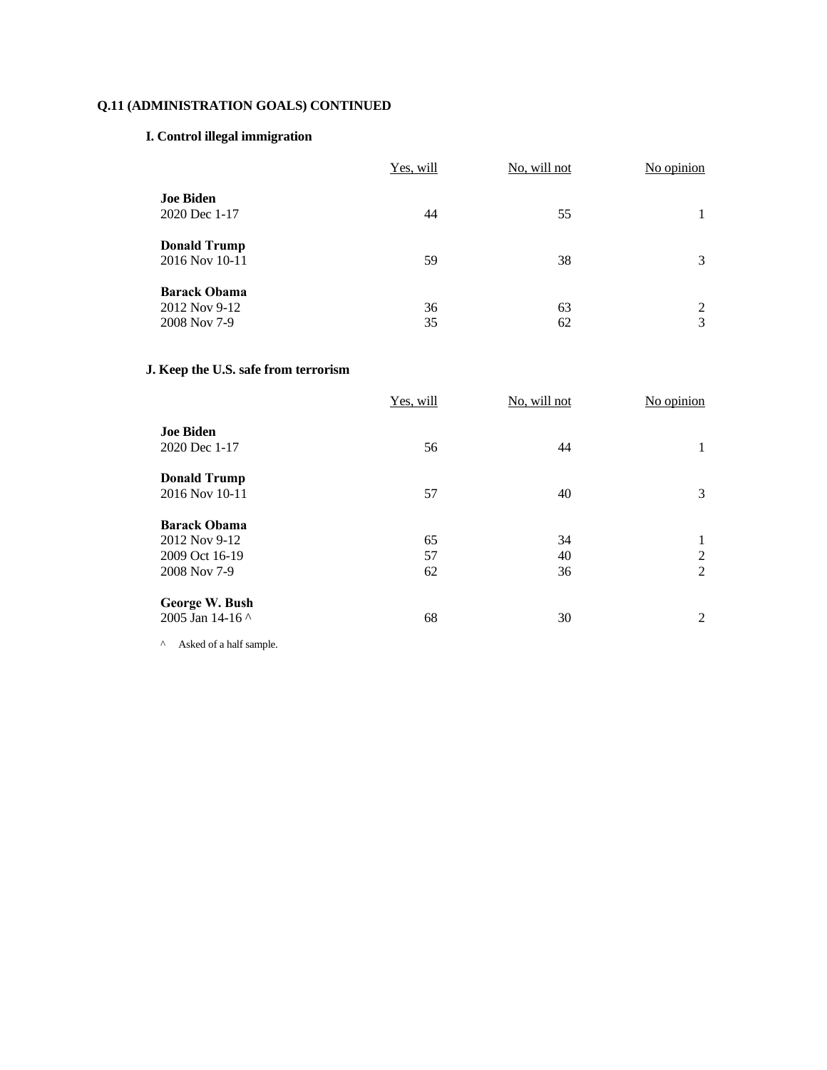**Q.11 (ADMINISTRATION GOALS) CONTINUED**

**I. Control illegal immigration**

| | Yes, will | No, will not | No opinion |
|---|---|---|---|
| **Joe Biden** | | | |
| 2020 Dec 1-17 | 44 | 55 | 1 |
| **Donald Trump** | | | |
| 2016 Nov 10-11 | 59 | 38 | 3 |
| **Barack Obama** | | | |
| 2012 Nov 9-12 | 36 | 63 | 2 |
| 2008 Nov 7-9 | 35 | 62 | 3 |

**J. Keep the U.S. safe from terrorism**

| | Yes, will | No, will not | No opinion |
|---|---|---|---|
| **Joe Biden** | | | |
| 2020 Dec 1-17 | 56 | 44 | 1 |
| **Donald Trump** | | | |
| 2016 Nov 10-11 | 57 | 40 | 3 |
| **Barack Obama** | | | |
| 2012 Nov 9-12 | 65 | 34 | 1 |
| 2009 Oct 16-19 | 57 | 40 | 2 |
| 2008 Nov 7-9 | 62 | 36 | 2 |
| **George W. Bush** | | | |
| 2005 Jan 14-16 ^ | 68 | 30 | 2 |

^ Asked of a half sample.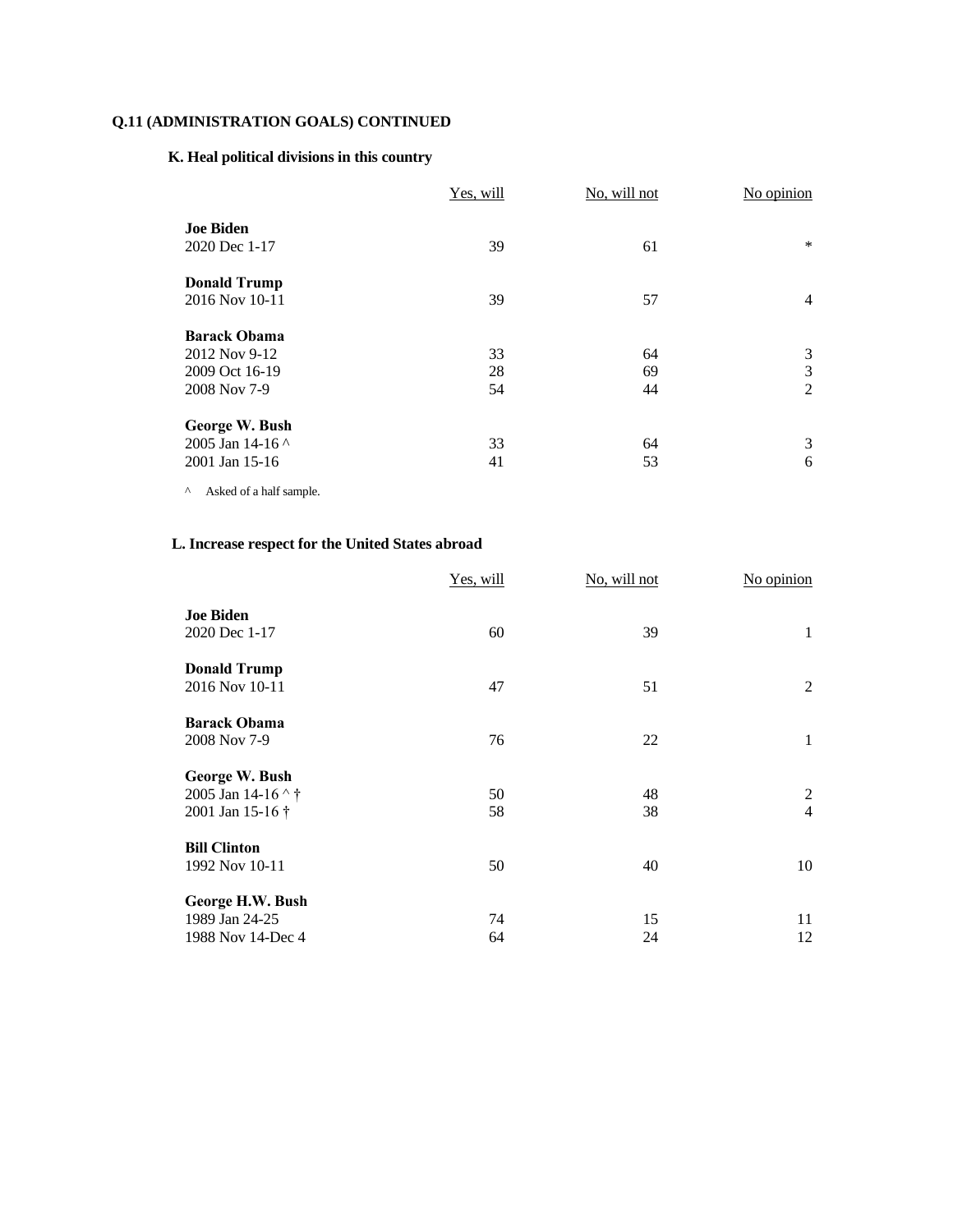**Q.11 (ADMINISTRATION GOALS) CONTINUED**

**K. Heal political divisions in this country**

| | Yes, will | No, will not | No opinion |
|---|---|---|---|
| **Joe Biden** | | | |
| 2020 Dec 1-17 | 39 | 61 | * |
| **Donald Trump** | | | |
| 2016 Nov 10-11 | 39 | 57 | 4 |
| **Barack Obama** | | | |
| 2012 Nov 9-12 | 33 | 64 | 3 |
| 2009 Oct 16-19 | 28 | 69 | 3 |
| 2008 Nov 7-9 | 54 | 44 | 2 |
| **George W. Bush** | | | |
| 2005 Jan 14-16 ^ | 33 | 64 | 3 |
| 2001 Jan 15-16 | 41 | 53 | 6 |

^ Asked of a half sample.

**L. Increase respect for the United States abroad**

| | Yes, will | No, will not | No opinion |
|---|---|---|---|
| **Joe Biden** | | | |
| 2020 Dec 1-17 | 60 | 39 | 1 |
| **Donald Trump** | | | |
| 2016 Nov 10-11 | 47 | 51 | 2 |
| **Barack Obama** | | | |
| 2008 Nov 7-9 | 76 | 22 | 1 |
| **George W. Bush** | | | |
| 2005 Jan 14-16 ^ † | 50 | 48 | 2 |
| 2001 Jan 15-16 † | 58 | 38 | 4 |
| **Bill Clinton** | | | |
| 1992 Nov 10-11 | 50 | 40 | 10 |
| **George H.W. Bush** | | | |
| 1989 Jan 24-25 | 74 | 15 | 11 |
| 1988 Nov 14-Dec 4 | 64 | 24 | 12 |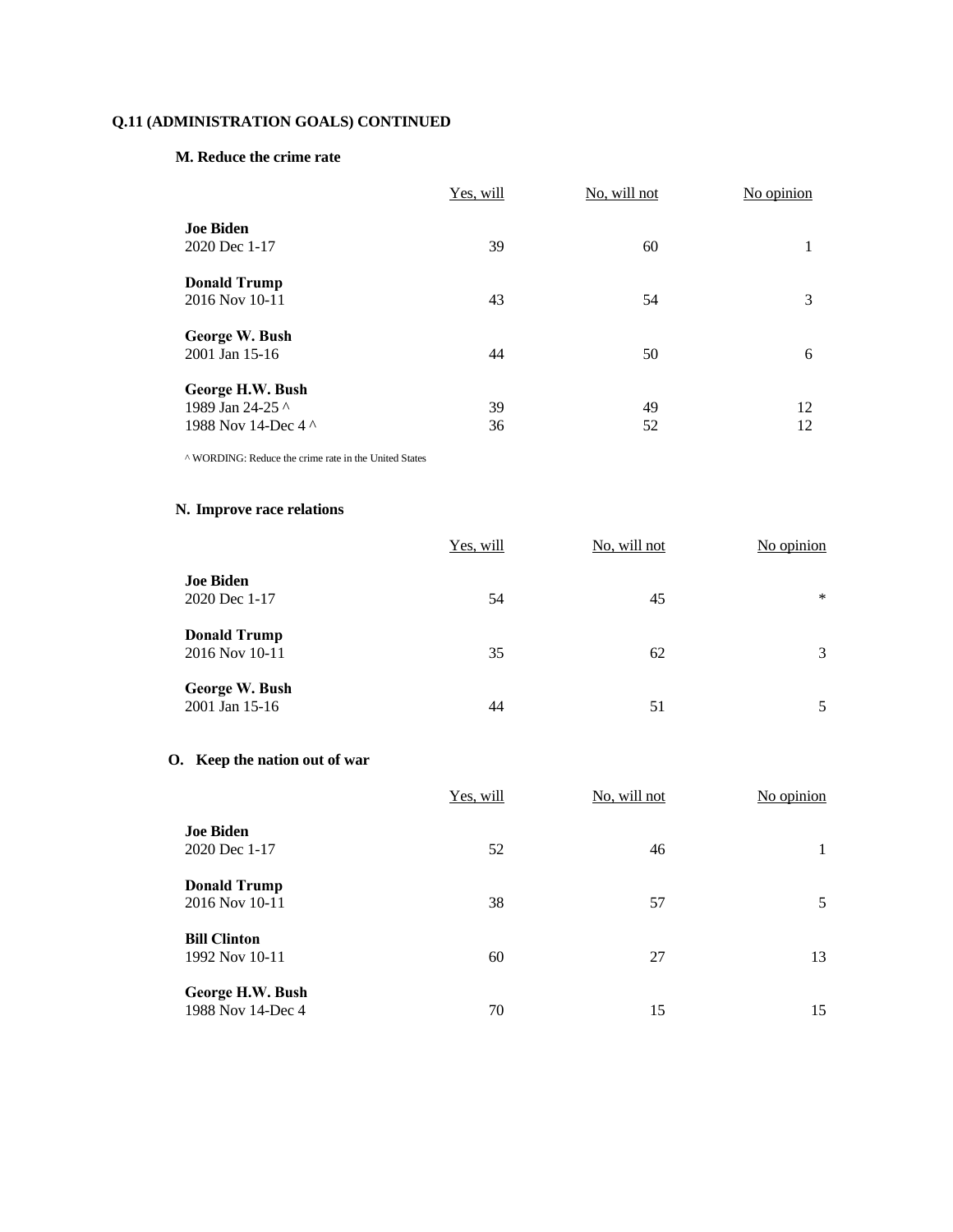**Q.11 (ADMINISTRATION GOALS) CONTINUED**

**M. Reduce the crime rate**

| | Yes, will | No, will not | No opinion |
|---|---|---|---|
| **Joe Biden** | | | |
| 2020 Dec 1-17 | 39 | 60 | 1 |
| **Donald Trump** | | | |
| 2016 Nov 10-11 | 43 | 54 | 3 |
| **George W. Bush** | | | |
| 2001 Jan 15-16 | 44 | 50 | 6 |
| **George H.W. Bush** | | | |
| 1989 Jan 24-25 ^ | 39 | 49 | 12 |
| 1988 Nov 14-Dec 4 ^ | 36 | 52 | 12 |

^ WORDING: Reduce the crime rate in the United States

**N. Improve race relations**

| | Yes, will | No, will not | No opinion |
|---|---|---|---|
| **Joe Biden** | | | |
| 2020 Dec 1-17 | 54 | 45 | * |
| **Donald Trump** | | | |
| 2016 Nov 10-11 | 35 | 62 | 3 |
| **George W. Bush** | | | |
| 2001 Jan 15-16 | 44 | 51 | 5 |

**O. Keep the nation out of war**

| | Yes, will | No, will not | No opinion |
|---|---|---|---|
| **Joe Biden** | | | |
| 2020 Dec 1-17 | 52 | 46 | 1 |
| **Donald Trump** | | | |
| 2016 Nov 10-11 | 38 | 57 | 5 |
| **Bill Clinton** | | | |
| 1992 Nov 10-11 | 60 | 27 | 13 |
| **George H.W. Bush** | | | |
| 1988 Nov 14-Dec 4 | 70 | 15 | 15 |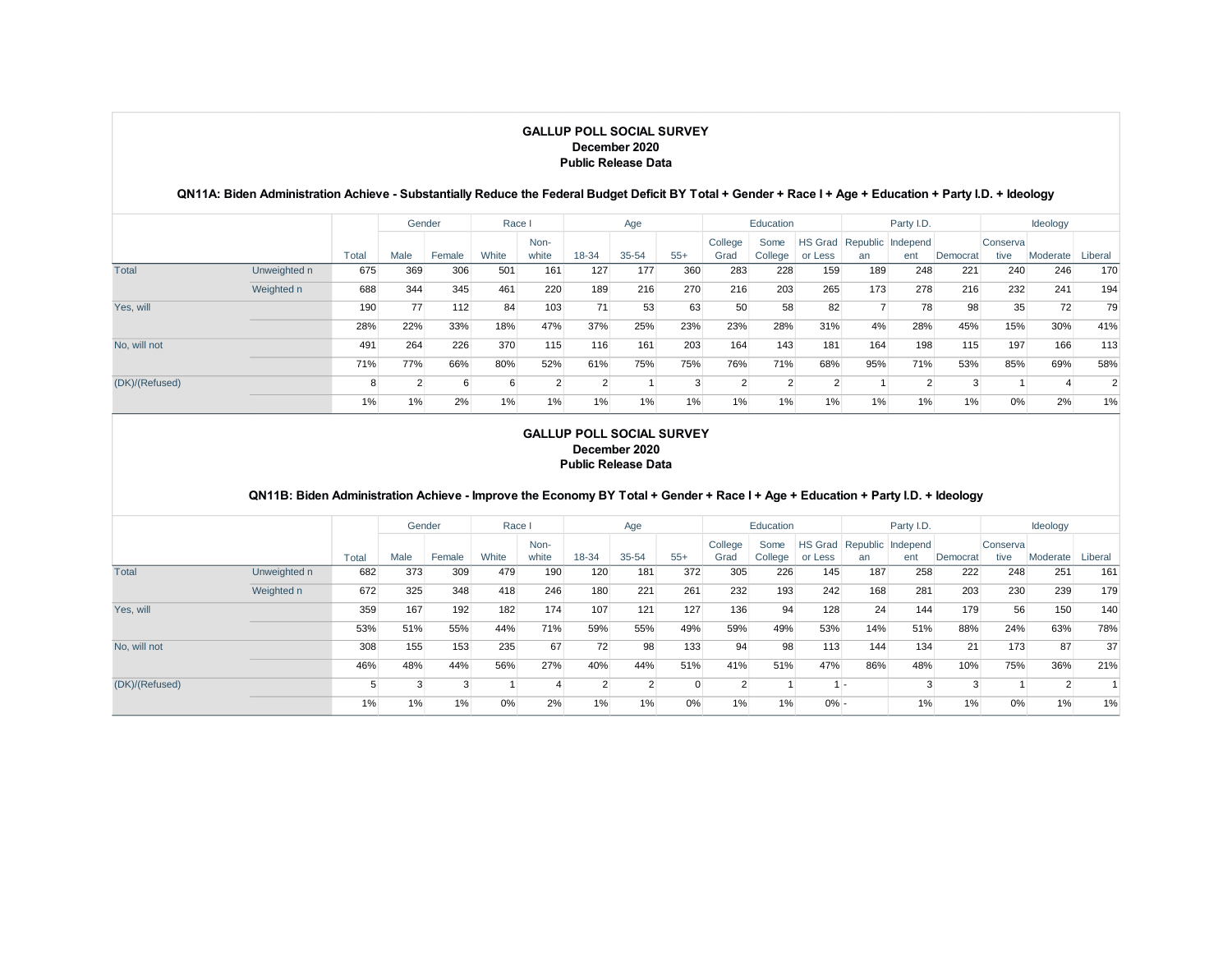## GALLUP POLL SOCIAL SURVEY
**December 2020**
**Public Release Data**

### QN11A: Biden Administration Achieve - Substantially Reduce the Federal Budget Deficit BY Total + Gender + Race I + Age + Education + Party I.D. + Ideology

| | | | Gender | | Race I | | Age | | | Education | | | Party I.D. | | | Ideology | | |
|---|---|---|---|---|---|---|---|---|---|---|---|---|---|---|---|---|---|---|
| | | Total | Male | Female | White | Non-white | 18-34 | 35-54 | 55+ | College Grad | Some College | HS Grad or Less | Republican | Independent | Democrat | Conservative | Moderate | Liberal |
| Total | Unweighted n | 675 | 369 | 306 | 501 | 161 | 127 | 177 | 360 | 283 | 228 | 159 | 189 | 248 | 221 | 240 | 246 | 170 |
| | Weighted n | 688 | 344 | 345 | 461 | 220 | 189 | 216 | 270 | 216 | 203 | 265 | 173 | 278 | 216 | 232 | 241 | 194 |
| Yes, will | | 190 | 77 | 112 | 84 | 103 | 71 | 53 | 63 | 50 | 58 | 82 | 7 | 78 | 98 | 35 | 72 | 79 |
| | | 28% | 22% | 33% | 18% | 47% | 37% | 25% | 23% | 23% | 28% | 31% | 4% | 28% | 45% | 15% | 30% | 41% |
| No, will not | | 491 | 264 | 226 | 370 | 115 | 116 | 161 | 203 | 164 | 143 | 181 | 164 | 198 | 115 | 197 | 166 | 113 |
| | | 71% | 77% | 66% | 80% | 52% | 61% | 75% | 75% | 76% | 71% | 68% | 95% | 71% | 53% | 85% | 69% | 58% |
| (DK)/(Refused) | | 8 | 2 | 6 | 6 | 2 | 2 | 1 | 3 | 2 | 2 | 2 | 1 | 2 | 3 | 1 | 4 | 2 |
| | | 1% | 1% | 2% | 1% | 1% | 1% | 1% | 1% | 1% | 1% | 1% | 1% | 1% | 1% | 0% | 2% | 1% |

## GALLUP POLL SOCIAL SURVEY
**December 2020**
**Public Release Data**

### QN11B: Biden Administration Achieve - Improve the Economy BY Total + Gender + Race I + Age + Education + Party I.D. + Ideology

| | | | Gender | | Race I | | Age | | | Education | | | Party I.D. | | | Ideology | | |
|---|---|---|---|---|---|---|---|---|---|---|---|---|---|---|---|---|---|---|
| | | Total | Male | Female | White | Non-white | 18-34 | 35-54 | 55+ | College Grad | Some College | HS Grad or Less | Republican | Independent | Democrat | Conservative | Moderate | Liberal |
| Total | Unweighted n | 682 | 373 | 309 | 479 | 190 | 120 | 181 | 372 | 305 | 226 | 145 | 187 | 258 | 222 | 248 | 251 | 161 |
| | Weighted n | 672 | 325 | 348 | 418 | 246 | 180 | 221 | 261 | 232 | 193 | 242 | 168 | 281 | 203 | 230 | 239 | 179 |
| Yes, will | | 359 | 167 | 192 | 182 | 174 | 107 | 121 | 127 | 136 | 94 | 128 | 24 | 144 | 179 | 56 | 150 | 140 |
| | | 53% | 51% | 55% | 44% | 71% | 59% | 55% | 49% | 59% | 49% | 53% | 14% | 51% | 88% | 24% | 63% | 78% |
| No, will not | | 308 | 155 | 153 | 235 | 67 | 72 | 98 | 133 | 94 | 98 | 113 | 144 | 134 | 21 | 173 | 87 | 37 |
| | | 46% | 48% | 44% | 56% | 27% | 40% | 44% | 51% | 41% | 51% | 47% | 86% | 48% | 10% | 75% | 36% | 21% |
| (DK)/(Refused) | | 5 | 3 | 3 | 1 | 4 | 2 | 2 | 0 | 2 | 1 | 1 | - | 3 | 3 | 1 | 2 | 1 |
| | | 1% | 1% | 1% | 0% | 2% | 1% | 1% | 0% | 1% | 1% | 0% | - | 1% | 1% | 0% | 1% | 1% |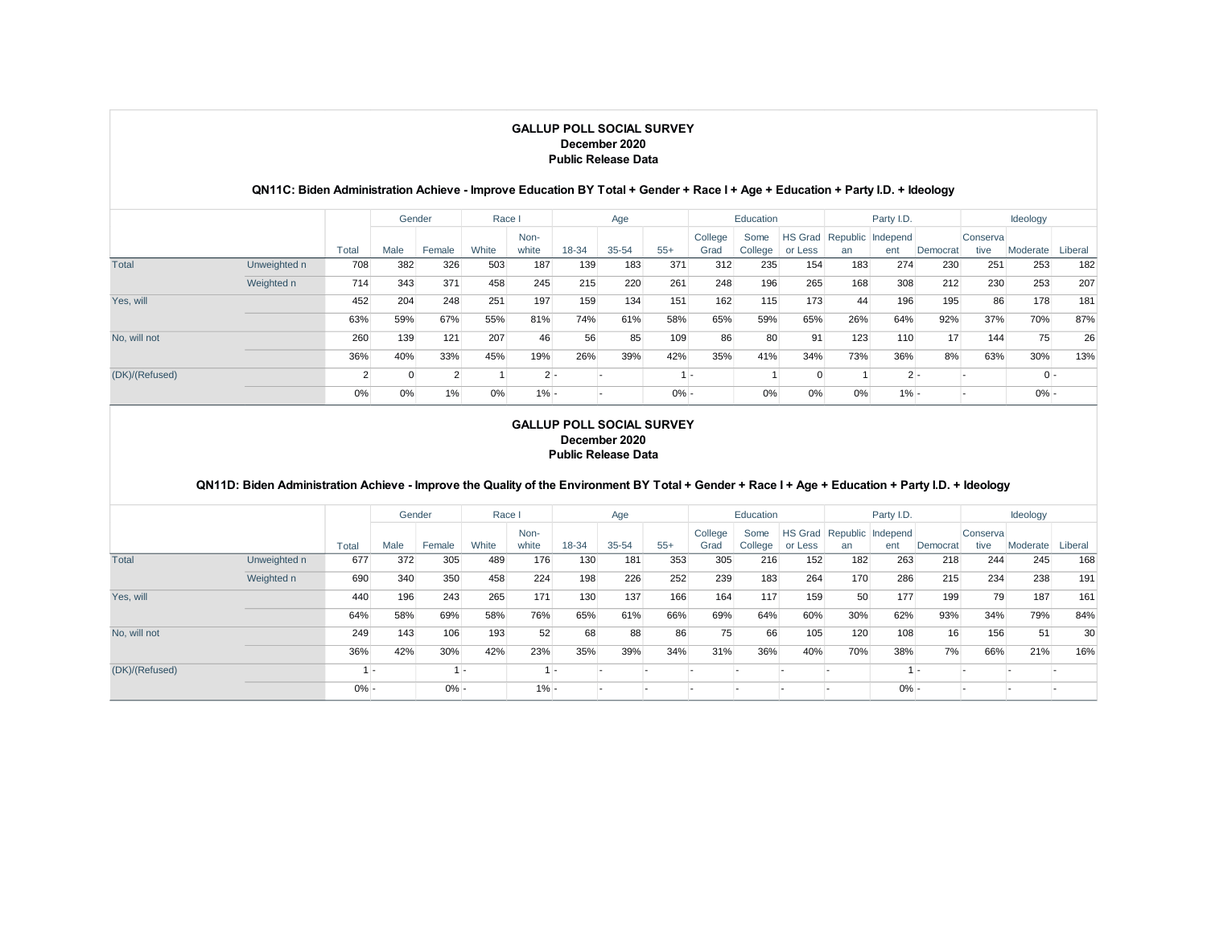**GALLUP POLL SOCIAL SURVEY**
**December 2020**
**Public Release Data**

**QN11C: Biden Administration Achieve - Improve Education BY Total + Gender + Race I + Age + Education + Party I.D. + Ideology**

| | | | Gender | | Race I | | Age | | | Education | | | Party I.D. | | | Ideology | | |
|---|---|---|---|---|---|---|---|---|---|---|---|---|---|---|---|---|---|---|
| | | Total | Male | Female | White | Non-white | 18-34 | 35-54 | 55+ | College Grad | Some College | HS Grad or Less | Republican | Independent | Democrat | Conservative | Moderate | Liberal |
| Total | Unweighted n | 708 | 382 | 326 | 503 | 187 | 139 | 183 | 371 | 312 | 235 | 154 | 183 | 274 | 230 | 251 | 253 | 182 |
| | Weighted n | 714 | 343 | 371 | 458 | 245 | 215 | 220 | 261 | 248 | 196 | 265 | 168 | 308 | 212 | 230 | 253 | 207 |
| Yes, will | | 452 | 204 | 248 | 251 | 197 | 159 | 134 | 151 | 162 | 115 | 173 | 44 | 196 | 195 | 86 | 178 | 181 |
| | | 63% | 59% | 67% | 55% | 81% | 74% | 61% | 58% | 65% | 59% | 65% | 26% | 64% | 92% | 37% | 70% | 87% |
| No, will not | | 260 | 139 | 121 | 207 | 46 | 56 | 85 | 109 | 86 | 80 | 91 | 123 | 110 | 17 | 144 | 75 | 26 |
| | | 36% | 40% | 33% | 45% | 19% | 26% | 39% | 42% | 35% | 41% | 34% | 73% | 36% | 8% | 63% | 30% | 13% |
| (DK)/(Refused) | | 2 | 0 | 2 | 1 | 2 | - | - | 1 | - | 1 | 0 | 1 | 2 | - | - | 0 | - |
| | | 0% | 0% | 1% | 0% | 1% | - | - | 0% | - | 0% | 0% | 0% | 1% | - | - | 0% | - |

**GALLUP POLL SOCIAL SURVEY**
**December 2020**
**Public Release Data**

**QN11D: Biden Administration Achieve - Improve the Quality of the Environment BY Total + Gender + Race I + Age + Education + Party I.D. + Ideology**

| | | | Gender | | Race I | | Age | | | Education | | | Party I.D. | | | Ideology | | |
|---|---|---|---|---|---|---|---|---|---|---|---|---|---|---|---|---|---|---|
| | | Total | Male | Female | White | Non-white | 18-34 | 35-54 | 55+ | College Grad | Some College | HS Grad or Less | Republican | Independent | Democrat | Conservative | Moderate | Liberal |
| Total | Unweighted n | 677 | 372 | 305 | 489 | 176 | 130 | 181 | 353 | 305 | 216 | 152 | 182 | 263 | 218 | 244 | 245 | 168 |
| | Weighted n | 690 | 340 | 350 | 458 | 224 | 198 | 226 | 252 | 239 | 183 | 264 | 170 | 286 | 215 | 234 | 238 | 191 |
| Yes, will | | 440 | 196 | 243 | 265 | 171 | 130 | 137 | 166 | 164 | 117 | 159 | 50 | 177 | 199 | 79 | 187 | 161 |
| | | 64% | 58% | 69% | 58% | 76% | 65% | 61% | 66% | 69% | 64% | 60% | 30% | 62% | 93% | 34% | 79% | 84% |
| No, will not | | 249 | 143 | 106 | 193 | 52 | 68 | 88 | 86 | 75 | 66 | 105 | 120 | 108 | 16 | 156 | 51 | 30 |
| | | 36% | 42% | 30% | 42% | 23% | 35% | 39% | 34% | 31% | 36% | 40% | 70% | 38% | 7% | 66% | 21% | 16% |
| (DK)/(Refused) | | 1 | - | 1 | - | 1 | - | - | - | - | - | - | - | 1 | - | - | - | - |
| | | 0% | - | 0% | - | 1% | - | - | - | - | - | - | - | 0% | - | - | - | - |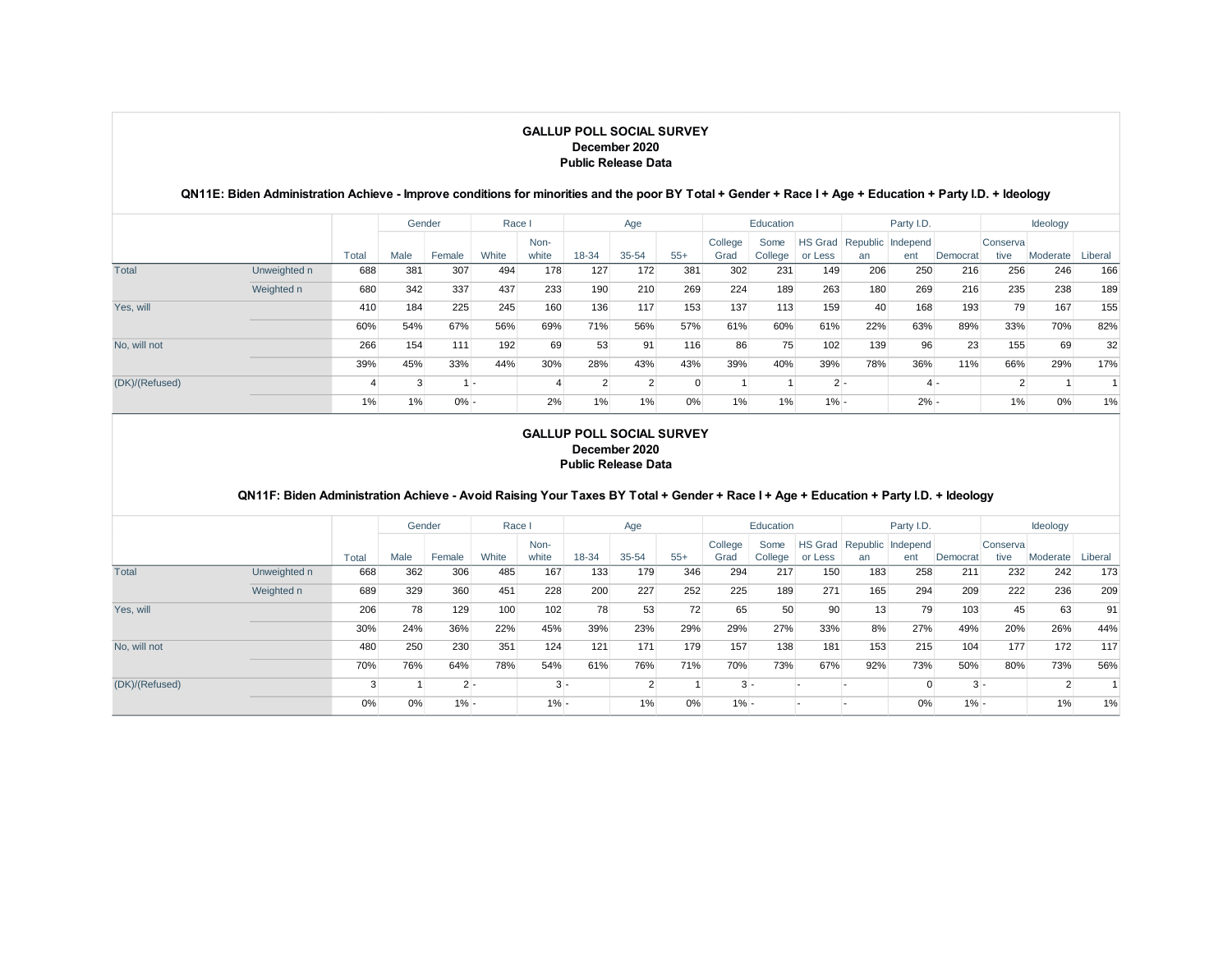**GALLUP POLL SOCIAL SURVEY**
**December 2020**
**Public Release Data**

**QN11E: Biden Administration Achieve - Improve conditions for minorities and the poor BY Total + Gender + Race I + Age + Education + Party I.D. + Ideology**

| | | | Gender | | Race I | | Age | | | Education | | | Party I.D. | | | Ideology | | |
|---|---|---|---|---|---|---|---|---|---|---|---|---|---|---|---|---|---|---|
| | | Total | Male | Female | White | Non-white | 18-34 | 35-54 | 55+ | College Grad | Some College | HS Grad or Less | Republican | Independent | Democrat | Conservative | Moderate | Liberal |
| Total | Unweighted n | 688 | 381 | 307 | 494 | 178 | 127 | 172 | 381 | 302 | 231 | 149 | 206 | 250 | 216 | 256 | 246 | 166 |
| | Weighted n | 680 | 342 | 337 | 437 | 233 | 190 | 210 | 269 | 224 | 189 | 263 | 180 | 269 | 216 | 235 | 238 | 189 |
| Yes, will | | 410 | 184 | 225 | 245 | 160 | 136 | 117 | 153 | 137 | 113 | 159 | 40 | 168 | 193 | 79 | 167 | 155 |
| | | 60% | 54% | 67% | 56% | 69% | 71% | 56% | 57% | 61% | 60% | 61% | 22% | 63% | 89% | 33% | 70% | 82% |
| No, will not | | 266 | 154 | 111 | 192 | 69 | 53 | 91 | 116 | 86 | 75 | 102 | 139 | 96 | 23 | 155 | 69 | 32 |
| | | 39% | 45% | 33% | 44% | 30% | 28% | 43% | 43% | 39% | 40% | 39% | 78% | 36% | 11% | 66% | 29% | 17% |
| (DK)/(Refused) | | 4 | 3 | 1 | - | 4 | 2 | 2 | 0 | 1 | 1 | 2 | - | 4 | - | 2 | 1 | 1 |
| | | 1% | 1% | 0% | - | 2% | 1% | 1% | 0% | 1% | 1% | 1% | - | 2% | - | 1% | 0% | 1% |

**GALLUP POLL SOCIAL SURVEY**
**December 2020**
**Public Release Data**

**QN11F: Biden Administration Achieve - Avoid Raising Your Taxes BY Total + Gender + Race I + Age + Education + Party I.D. + Ideology**

| | | | Gender | | Race I | | Age | | | Education | | | Party I.D. | | | Ideology | | |
|---|---|---|---|---|---|---|---|---|---|---|---|---|---|---|---|---|---|---|
| | | Total | Male | Female | White | Non-white | 18-34 | 35-54 | 55+ | College Grad | Some College | HS Grad or Less | Republican | Independent | Democrat | Conservative | Moderate | Liberal |
| Total | Unweighted n | 668 | 362 | 306 | 485 | 167 | 133 | 179 | 346 | 294 | 217 | 150 | 183 | 258 | 211 | 232 | 242 | 173 |
| | Weighted n | 689 | 329 | 360 | 451 | 228 | 200 | 227 | 252 | 225 | 189 | 271 | 165 | 294 | 209 | 222 | 236 | 209 |
| Yes, will | | 206 | 78 | 129 | 100 | 102 | 78 | 53 | 72 | 65 | 50 | 90 | 13 | 79 | 103 | 45 | 63 | 91 |
| | | 30% | 24% | 36% | 22% | 45% | 39% | 23% | 29% | 29% | 27% | 33% | 8% | 27% | 49% | 20% | 26% | 44% |
| No, will not | | 480 | 250 | 230 | 351 | 124 | 121 | 171 | 179 | 157 | 138 | 181 | 153 | 215 | 104 | 177 | 172 | 117 |
| | | 70% | 76% | 64% | 78% | 54% | 61% | 76% | 71% | 70% | 73% | 67% | 92% | 73% | 50% | 80% | 73% | 56% |
| (DK)/(Refused) | | 3 | 1 | 2 | - | 3 | - | 2 | 1 | 3 | - | - | - | 0 | 3 | - | 2 | 1 |
| | | 0% | 0% | 1% | - | 1% | - | 1% | 0% | 1% | - | - | - | 0% | 1% | - | 1% | 1% |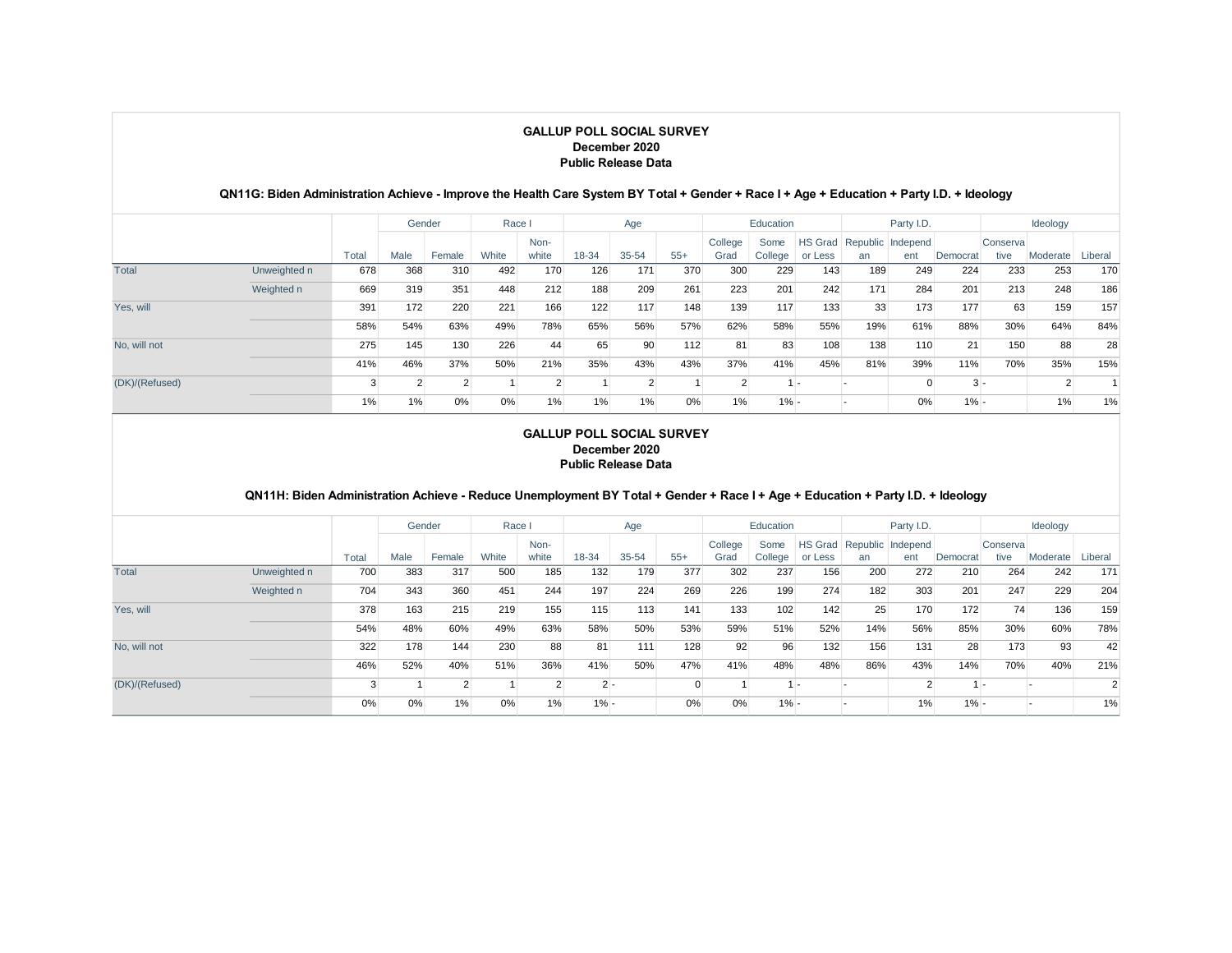## GALLUP POLL SOCIAL SURVEY
### December 2020
### Public Release Data

#### QN11G: Biden Administration Achieve - Improve the Health Care System BY Total + Gender + Race I + Age + Education + Party I.D. + Ideology

| | | | Gender | | Race I | | Age | | | Education | | | Party I.D. | | | Ideology | | |
|---|---|---|---|---|---|---|---|---|---|---|---|---|---|---|---|---|---|---|
| | | Total | Male | Female | White | Non-white | 18-34 | 35-54 | 55+ | College Grad | Some College | HS Grad or Less | Republican | Independent | Democrat | Conservative | Moderate | Liberal |
| Total | Unweighted n | 678 | 368 | 310 | 492 | 170 | 126 | 171 | 370 | 300 | 229 | 143 | 189 | 249 | 224 | 233 | 253 | 170 |
| | Weighted n | 669 | 319 | 351 | 448 | 212 | 188 | 209 | 261 | 223 | 201 | 242 | 171 | 284 | 201 | 213 | 248 | 186 |
| Yes, will | | 391 | 172 | 220 | 221 | 166 | 122 | 117 | 148 | 139 | 117 | 133 | 33 | 173 | 177 | 63 | 159 | 157 |
| | | 58% | 54% | 63% | 49% | 78% | 65% | 56% | 57% | 62% | 58% | 55% | 19% | 61% | 88% | 30% | 64% | 84% |
| No, will not | | 275 | 145 | 130 | 226 | 44 | 65 | 90 | 112 | 81 | 83 | 108 | 138 | 110 | 21 | 150 | 88 | 28 |
| | | 41% | 46% | 37% | 50% | 21% | 35% | 43% | 43% | 37% | 41% | 45% | 81% | 39% | 11% | 70% | 35% | 15% |
| (DK)/(Refused) | | 3 | 2 | 2 | 1 | 2 | 1 | 2 | 1 | 2 | 1 | - | - | 0 | 3 | - | 2 | 1 |
| | | 1% | 1% | 0% | 0% | 1% | 1% | 1% | 0% | 1% | 1% | - | - | 0% | 1% | - | 1% | 1% |

## GALLUP POLL SOCIAL SURVEY
### December 2020
### Public Release Data

#### QN11H: Biden Administration Achieve - Reduce Unemployment BY Total + Gender + Race I + Age + Education + Party I.D. + Ideology

| | | | Gender | | Race I | | Age | | | Education | | | Party I.D. | | | Ideology | | |
|---|---|---|---|---|---|---|---|---|---|---|---|---|---|---|---|---|---|---|
| | | Total | Male | Female | White | Non-white | 18-34 | 35-54 | 55+ | College Grad | Some College | HS Grad or Less | Republican | Independent | Democrat | Conservative | Moderate | Liberal |
| Total | Unweighted n | 700 | 383 | 317 | 500 | 185 | 132 | 179 | 377 | 302 | 237 | 156 | 200 | 272 | 210 | 264 | 242 | 171 |
| | Weighted n | 704 | 343 | 360 | 451 | 244 | 197 | 224 | 269 | 226 | 199 | 274 | 182 | 303 | 201 | 247 | 229 | 204 |
| Yes, will | | 378 | 163 | 215 | 219 | 155 | 115 | 113 | 141 | 133 | 102 | 142 | 25 | 170 | 172 | 74 | 136 | 159 |
| | | 54% | 48% | 60% | 49% | 63% | 58% | 50% | 53% | 59% | 51% | 52% | 14% | 56% | 85% | 30% | 60% | 78% |
| No, will not | | 322 | 178 | 144 | 230 | 88 | 81 | 111 | 128 | 92 | 96 | 132 | 156 | 131 | 28 | 173 | 93 | 42 |
| | | 46% | 52% | 40% | 51% | 36% | 41% | 50% | 47% | 41% | 48% | 48% | 86% | 43% | 14% | 70% | 40% | 21% |
| (DK)/(Refused) | | 3 | 1 | 2 | 1 | 2 | 2 | - | 0 | 1 | 1 | - | - | 2 | 1 | - | - | 2 |
| | | 0% | 0% | 1% | 0% | 1% | 1% | - | 0% | 0% | 1% | - | - | 1% | 1% | - | - | 1% |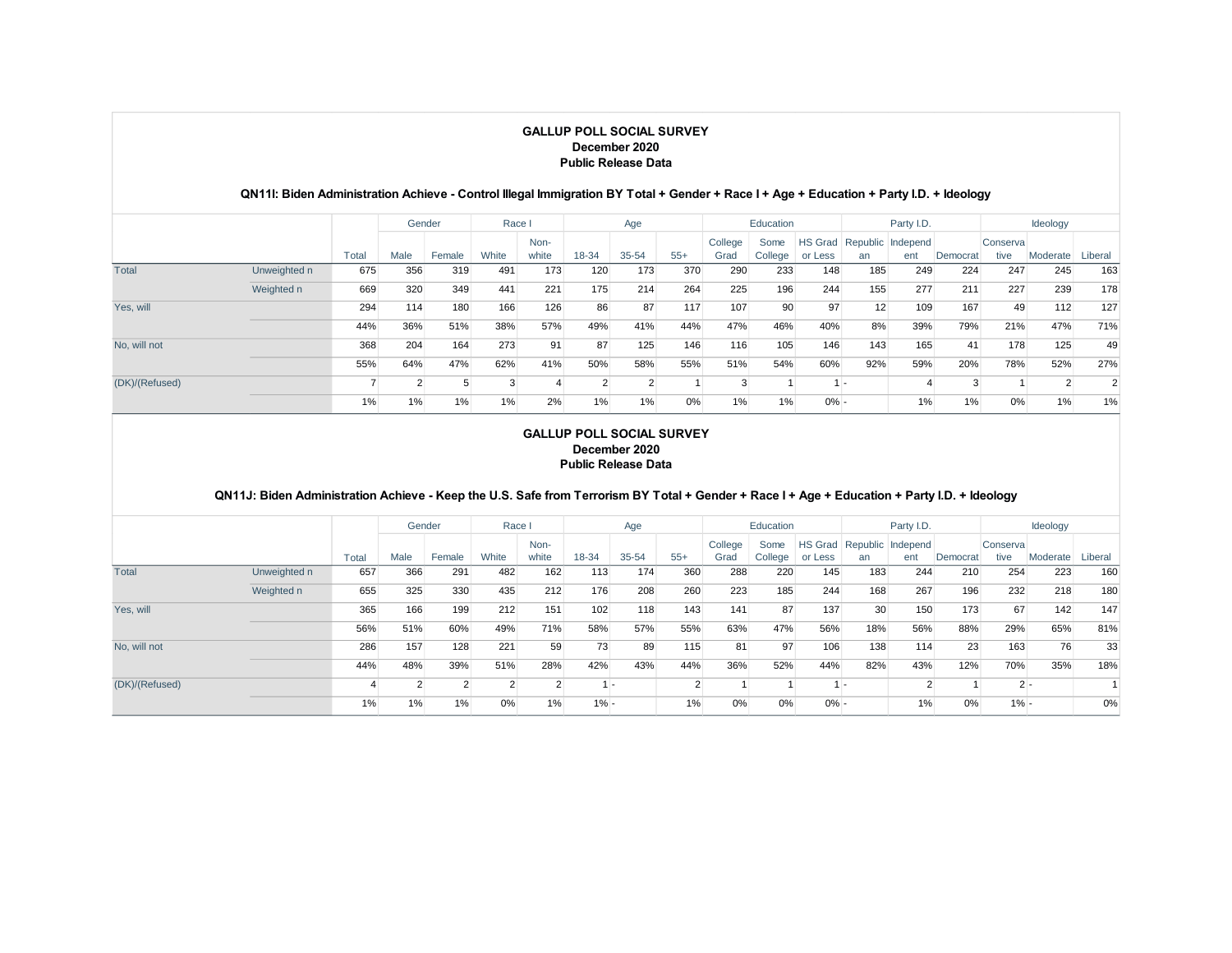**GALLUP POLL SOCIAL SURVEY**
**December 2020**
**Public Release Data**

**QN11I: Biden Administration Achieve - Control Illegal Immigration BY Total + Gender + Race I + Age + Education + Party I.D. + Ideology**

| | | | Gender | | Race I | | Age | | | Education | | | Party I.D. | | | Ideology | | |
|---|---|---|---|---|---|---|---|---|---|---|---|---|---|---|---|---|---|---|
| | | Total | Male | Female | White | Non-white | 18-34 | 35-54 | 55+ | College Grad | Some College | HS Grad or Less | Republican | Independent | Democrat | Conservative | Moderate | Liberal |
| Total | Unweighted n | 675 | 356 | 319 | 491 | 173 | 120 | 173 | 370 | 290 | 233 | 148 | 185 | 249 | 224 | 247 | 245 | 163 |
| | Weighted n | 669 | 320 | 349 | 441 | 221 | 175 | 214 | 264 | 225 | 196 | 244 | 155 | 277 | 211 | 227 | 239 | 178 |
| Yes, will | | 294 | 114 | 180 | 166 | 126 | 86 | 87 | 117 | 107 | 90 | 97 | 12 | 109 | 167 | 49 | 112 | 127 |
| | | 44% | 36% | 51% | 38% | 57% | 49% | 41% | 44% | 47% | 46% | 40% | 8% | 39% | 79% | 21% | 47% | 71% |
| No, will not | | 368 | 204 | 164 | 273 | 91 | 87 | 125 | 146 | 116 | 105 | 146 | 143 | 165 | 41 | 178 | 125 | 49 |
| | | 55% | 64% | 47% | 62% | 41% | 50% | 58% | 55% | 51% | 54% | 60% | 92% | 59% | 20% | 78% | 52% | 27% |
| (DK)/(Refused) | | 7 | 2 | 5 | 3 | 4 | 2 | 2 | 1 | 3 | 1 | 1 | - | 4 | 3 | 1 | 2 | 2 |
| | | 1% | 1% | 1% | 1% | 2% | 1% | 1% | 0% | 1% | 1% | 0% | - | 1% | 1% | 0% | 1% | 1% |

**GALLUP POLL SOCIAL SURVEY**
**December 2020**
**Public Release Data**

**QN11J: Biden Administration Achieve - Keep the U.S. Safe from Terrorism BY Total + Gender + Race I + Age + Education + Party I.D. + Ideology**

| | | | Gender | | Race I | | Age | | | Education | | | Party I.D. | | | Ideology | | |
|---|---|---|---|---|---|---|---|---|---|---|---|---|---|---|---|---|---|---|
| | | Total | Male | Female | White | Non-white | 18-34 | 35-54 | 55+ | College Grad | Some College | HS Grad or Less | Republican | Independent | Democrat | Conservative | Moderate | Liberal |
| Total | Unweighted n | 657 | 366 | 291 | 482 | 162 | 113 | 174 | 360 | 288 | 220 | 145 | 183 | 244 | 210 | 254 | 223 | 160 |
| | Weighted n | 655 | 325 | 330 | 435 | 212 | 176 | 208 | 260 | 223 | 185 | 244 | 168 | 267 | 196 | 232 | 218 | 180 |
| Yes, will | | 365 | 166 | 199 | 212 | 151 | 102 | 118 | 143 | 141 | 87 | 137 | 30 | 150 | 173 | 67 | 142 | 147 |
| | | 56% | 51% | 60% | 49% | 71% | 58% | 57% | 55% | 63% | 47% | 56% | 18% | 56% | 88% | 29% | 65% | 81% |
| No, will not | | 286 | 157 | 128 | 221 | 59 | 73 | 89 | 115 | 81 | 97 | 106 | 138 | 114 | 23 | 163 | 76 | 33 |
| | | 44% | 48% | 39% | 51% | 28% | 42% | 43% | 44% | 36% | 52% | 44% | 82% | 43% | 12% | 70% | 35% | 18% |
| (DK)/(Refused) | | 4 | 2 | 2 | 2 | 2 | 1 | - | 2 | 1 | 1 | 1 | - | 2 | 1 | 2 | - | 1 |
| | | 1% | 1% | 1% | 0% | 1% | 1% | - | 1% | 0% | 0% | 0% | - | 1% | 0% | 1% | - | 0% |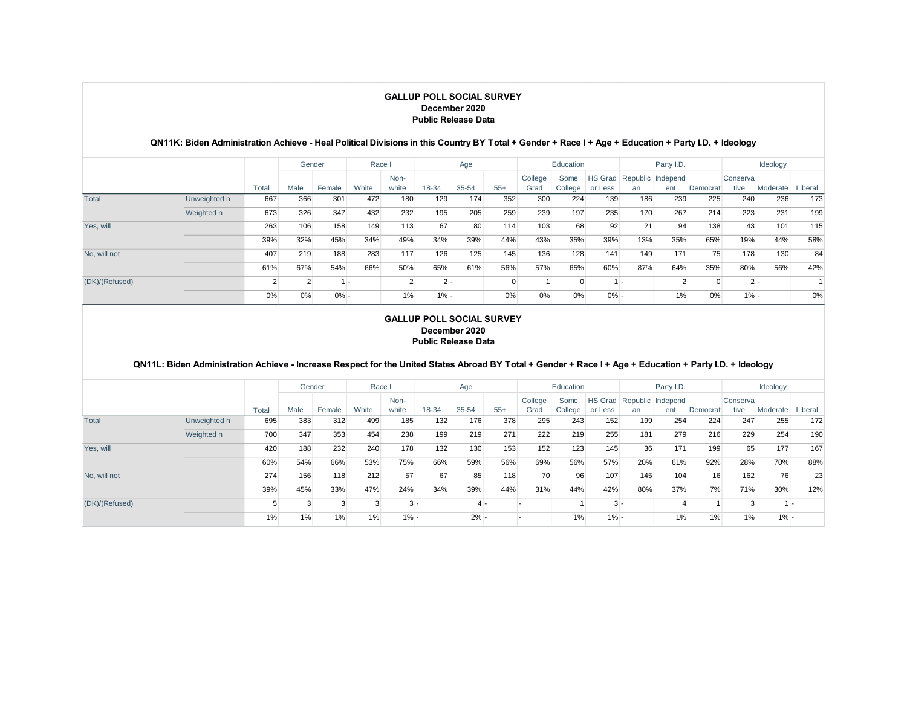**GALLUP POLL SOCIAL SURVEY**
**December 2020**
**Public Release Data**

**QN11K: Biden Administration Achieve - Heal Political Divisions in this Country BY Total + Gender + Race I + Age + Education + Party I.D. + Ideology**

| | | | Gender | | Race I | | Age | | | Education | | | Party I.D. | | | Ideology | | |
|---|---|---|---|---|---|---|---|---|---|---|---|---|---|---|---|---|---|---|
| | | Total | Male | Female | White | Non-white | 18-34 | 35-54 | 55+ | College Grad | Some College | HS Grad or Less | Republican | Independent | Democrat | Conservative | Moderate | Liberal |
| Total | Unweighted n | 667 | 366 | 301 | 472 | 180 | 129 | 174 | 352 | 300 | 224 | 139 | 186 | 239 | 225 | 240 | 236 | 173 |
| | Weighted n | 673 | 326 | 347 | 432 | 232 | 195 | 205 | 259 | 239 | 197 | 235 | 170 | 267 | 214 | 223 | 231 | 199 |
| Yes, will | | 263 | 106 | 158 | 149 | 113 | 67 | 80 | 114 | 103 | 68 | 92 | 21 | 94 | 138 | 43 | 101 | 115 |
| | | 39% | 32% | 45% | 34% | 49% | 34% | 39% | 44% | 43% | 35% | 39% | 13% | 35% | 65% | 19% | 44% | 58% |
| No, will not | | 407 | 219 | 188 | 283 | 117 | 126 | 125 | 145 | 136 | 128 | 141 | 149 | 171 | 75 | 178 | 130 | 84 |
| | | 61% | 67% | 54% | 66% | 50% | 65% | 61% | 56% | 57% | 65% | 60% | 87% | 64% | 35% | 80% | 56% | 42% |
| (DK)/(Refused) | | 2 | 2 | 1 | - | 2 | 2 | - | 0 | 1 | 0 | 1 | - | 2 | 0 | 2 | - | 1 |
| | | 0% | 0% | 0% | - | 1% | 1% | - | 0% | 0% | 0% | 0% | - | 1% | 0% | 1% | - | 0% |

**GALLUP POLL SOCIAL SURVEY**
**December 2020**
**Public Release Data**

**QN11L: Biden Administration Achieve - Increase Respect for the United States Abroad BY Total + Gender + Race I + Age + Education + Party I.D. + Ideology**

| | | | Gender | | Race I | | Age | | | Education | | | Party I.D. | | | Ideology | | |
|---|---|---|---|---|---|---|---|---|---|---|---|---|---|---|---|---|---|---|
| | | Total | Male | Female | White | Non-white | 18-34 | 35-54 | 55+ | College Grad | Some College | HS Grad or Less | Republican | Independent | Democrat | Conservative | Moderate | Liberal |
| Total | Unweighted n | 695 | 383 | 312 | 499 | 185 | 132 | 176 | 378 | 295 | 243 | 152 | 199 | 254 | 224 | 247 | 255 | 172 |
| | Weighted n | 700 | 347 | 353 | 454 | 238 | 199 | 219 | 271 | 222 | 219 | 255 | 181 | 279 | 216 | 229 | 254 | 190 |
| Yes, will | | 420 | 188 | 232 | 240 | 178 | 132 | 130 | 153 | 152 | 123 | 145 | 36 | 171 | 199 | 65 | 177 | 167 |
| | | 60% | 54% | 66% | 53% | 75% | 66% | 59% | 56% | 69% | 56% | 57% | 20% | 61% | 92% | 28% | 70% | 88% |
| No, will not | | 274 | 156 | 118 | 212 | 57 | 67 | 85 | 118 | 70 | 96 | 107 | 145 | 104 | 16 | 162 | 76 | 23 |
| | | 39% | 45% | 33% | 47% | 24% | 34% | 39% | 44% | 31% | 44% | 42% | 80% | 37% | 7% | 71% | 30% | 12% |
| (DK)/(Refused) | | 5 | 3 | 3 | 3 | 3 | - | 4 | - | - | 1 | 3 | - | 4 | 1 | 3 | 1 | - |
| | | 1% | 1% | 1% | 1% | 1% | - | 2% | - | - | 1% | 1% | - | 1% | 1% | 1% | 1% | - |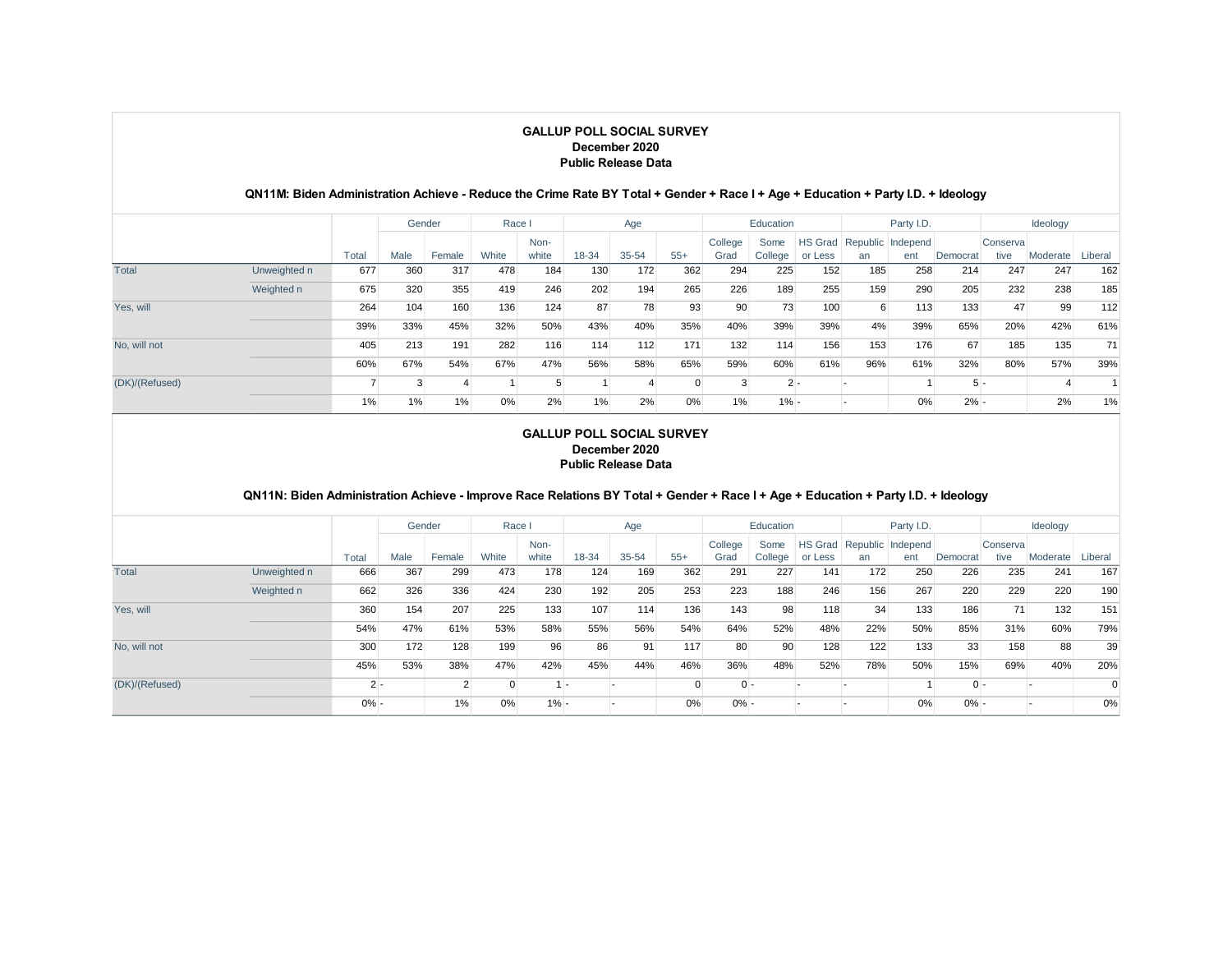**GALLUP POLL SOCIAL SURVEY**
**December 2020**
**Public Release Data**

### QN11M: Biden Administration Achieve - Reduce the Crime Rate BY Total + Gender + Race I + Age + Education + Party I.D. + Ideology

| | | | Gender | | Race I | | Age | | | Education | | | Party I.D. | | | Ideology | | |
|---|---|---|---|---|---|---|---|---|---|---|---|---|---|---|---|---|---|---|
| | | Total | Male | Female | White | Non-white | 18-34 | 35-54 | 55+ | College Grad | Some College | HS Grad or Less | Republican | Independent | Democrat | Conservative | Moderate | Liberal |
| Total | Unweighted n | 677 | 360 | 317 | 478 | 184 | 130 | 172 | 362 | 294 | 225 | 152 | 185 | 258 | 214 | 247 | 247 | 162 |
| | Weighted n | 675 | 320 | 355 | 419 | 246 | 202 | 194 | 265 | 226 | 189 | 255 | 159 | 290 | 205 | 232 | 238 | 185 |
| Yes, will | | 264 | 104 | 160 | 136 | 124 | 87 | 78 | 93 | 90 | 73 | 100 | 6 | 113 | 133 | 47 | 99 | 112 |
| | | 39% | 33% | 45% | 32% | 50% | 43% | 40% | 35% | 40% | 39% | 39% | 4% | 39% | 65% | 20% | 42% | 61% |
| No, will not | | 405 | 213 | 191 | 282 | 116 | 114 | 112 | 171 | 132 | 114 | 156 | 153 | 176 | 67 | 185 | 135 | 71 |
| | | 60% | 67% | 54% | 67% | 47% | 56% | 58% | 65% | 59% | 60% | 61% | 96% | 61% | 32% | 80% | 57% | 39% |
| (DK)/(Refused) | | 7 | 3 | 4 | 1 | 5 | 1 | 4 | 0 | 3 | 2 | - | - | 1 | 5 | - | 4 | 1 |
| | | 1% | 1% | 1% | 0% | 2% | 1% | 2% | 0% | 1% | 1% | - | - | 0% | 2% | - | 2% | 1% |

**GALLUP POLL SOCIAL SURVEY**
**December 2020**
**Public Release Data**

### QN11N: Biden Administration Achieve - Improve Race Relations BY Total + Gender + Race I + Age + Education + Party I.D. + Ideology

| | | | Gender | | Race I | | Age | | | Education | | | Party I.D. | | | Ideology | | |
|---|---|---|---|---|---|---|---|---|---|---|---|---|---|---|---|---|---|---|
| | | Total | Male | Female | White | Non-white | 18-34 | 35-54 | 55+ | College Grad | Some College | HS Grad or Less | Republican | Independent | Democrat | Conservative | Moderate | Liberal |
| Total | Unweighted n | 666 | 367 | 299 | 473 | 178 | 124 | 169 | 362 | 291 | 227 | 141 | 172 | 250 | 226 | 235 | 241 | 167 |
| | Weighted n | 662 | 326 | 336 | 424 | 230 | 192 | 205 | 253 | 223 | 188 | 246 | 156 | 267 | 220 | 229 | 220 | 190 |
| Yes, will | | 360 | 154 | 207 | 225 | 133 | 107 | 114 | 136 | 143 | 98 | 118 | 34 | 133 | 186 | 71 | 132 | 151 |
| | | 54% | 47% | 61% | 53% | 58% | 55% | 56% | 54% | 64% | 52% | 48% | 22% | 50% | 85% | 31% | 60% | 79% |
| No, will not | | 300 | 172 | 128 | 199 | 96 | 86 | 91 | 117 | 80 | 90 | 128 | 122 | 133 | 33 | 158 | 88 | 39 |
| | | 45% | 53% | 38% | 47% | 42% | 45% | 44% | 46% | 36% | 48% | 52% | 78% | 50% | 15% | 69% | 40% | 20% |
| (DK)/(Refused) | | 2 | - | 2 | 0 | 1 | - | - | 0 | 0 | - | - | - | 1 | 0 | - | - | 0 |
| | | 0% | - | 1% | 0% | 1% | - | - | 0% | 0% | - | - | - | 0% | 0% | - | - | 0% |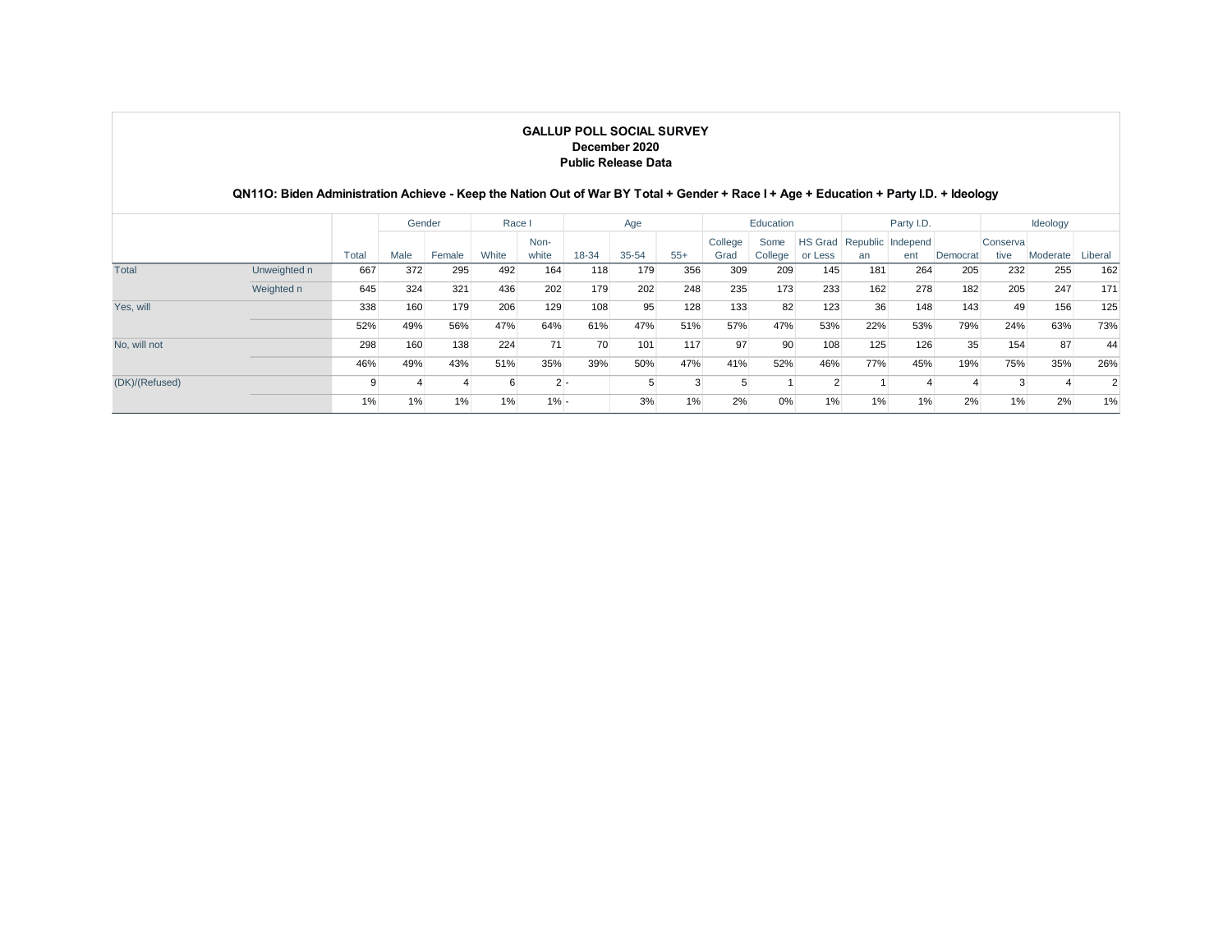**GALLUP POLL SOCIAL SURVEY**
**December 2020**
**Public Release Data**

**QN11O: Biden Administration Achieve - Keep the Nation Out of War BY Total + Gender + Race I + Age + Education + Party I.D. + Ideology**

| | | | Gender | | Race I | | Age | | | Education | | | Party I.D. | | | Ideology | | |
|---|---|---|---|---|---|---|---|---|---|---|---|---|---|---|---|---|---|---|
| | | Total | Male | Female | White | Non-white | 18-34 | 35-54 | 55+ | College Grad | Some College | HS Grad or Less | Republican | Independent | Democrat | Conservative | Moderate | Liberal |
| Total | Unweighted n | 667 | 372 | 295 | 492 | 164 | 118 | 179 | 356 | 309 | 209 | 145 | 181 | 264 | 205 | 232 | 255 | 162 |
| | Weighted n | 645 | 324 | 321 | 436 | 202 | 179 | 202 | 248 | 235 | 173 | 233 | 162 | 278 | 182 | 205 | 247 | 171 |
| Yes, will | | 338 | 160 | 179 | 206 | 129 | 108 | 95 | 128 | 133 | 82 | 123 | 36 | 148 | 143 | 49 | 156 | 125 |
| | | 52% | 49% | 56% | 47% | 64% | 61% | 47% | 51% | 57% | 47% | 53% | 22% | 53% | 79% | 24% | 63% | 73% |
| No, will not | | 298 | 160 | 138 | 224 | 71 | 70 | 101 | 117 | 97 | 90 | 108 | 125 | 126 | 35 | 154 | 87 | 44 |
| | | 46% | 49% | 43% | 51% | 35% | 39% | 50% | 47% | 41% | 52% | 46% | 77% | 45% | 19% | 75% | 35% | 26% |
| (DK)/(Refused) | | 9 | 4 | 4 | 6 | 2 | - | 5 | 3 | 5 | 1 | 2 | 1 | 4 | 4 | 3 | 4 | 2 |
| | | 1% | 1% | 1% | 1% | 1% | - | 3% | 1% | 2% | 0% | 1% | 1% | 1% | 2% | 1% | 2% | 1% |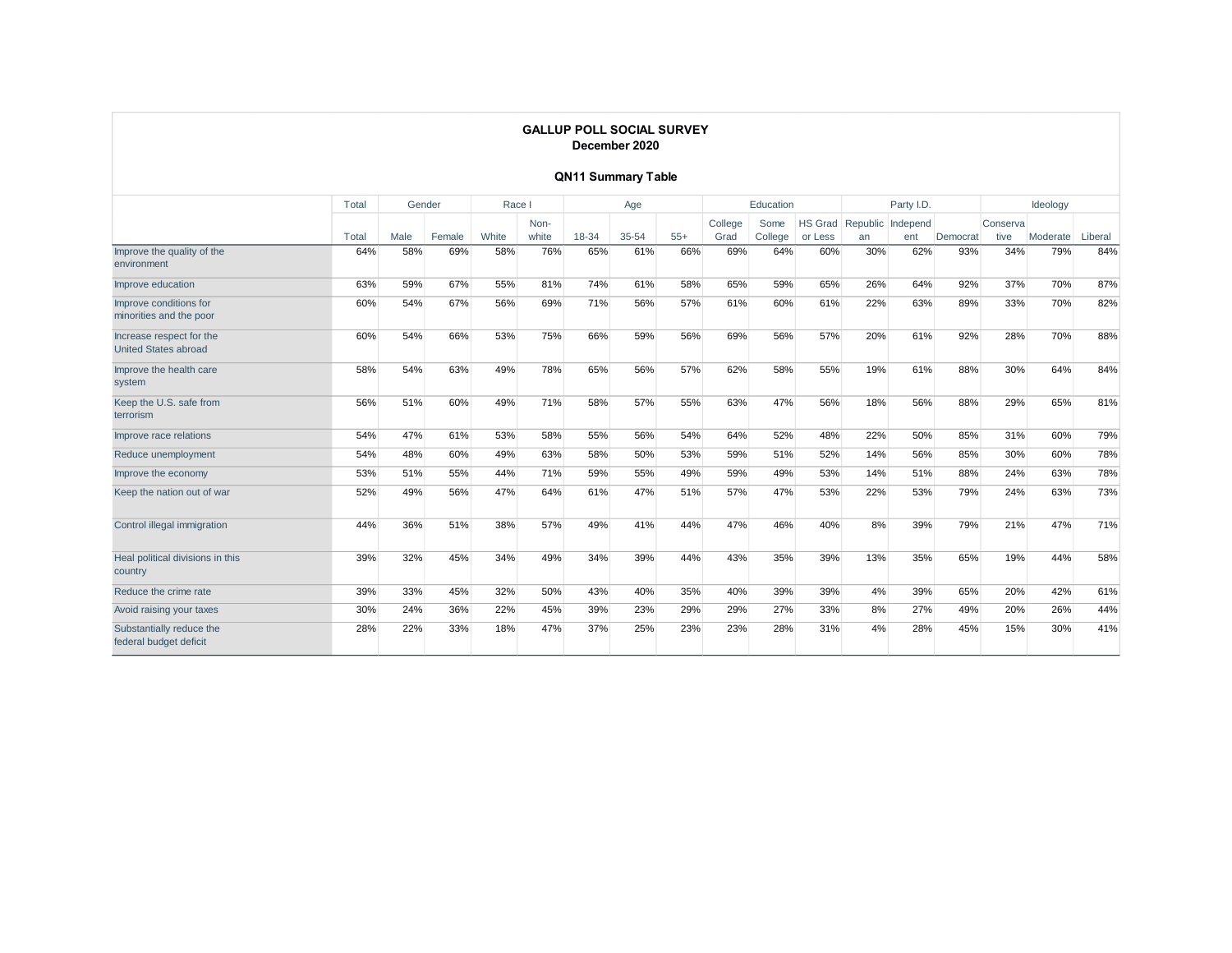**GALLUP POLL SOCIAL SURVEY**
**December 2020**

**QN11 Summary Table**

| | Total | Gender | | Race I | | Age | | | Education | | | Party I.D. | | | Ideology | | |
|---|---|---|---|---|---|---|---|---|---|---|---|---|---|---|---|---|---|
| | Total | Male | Female | White | Non-white | 18-34 | 35-54 | 55+ | College Grad | Some College | HS Grad or Less | Republican | Independent | Democrat | Conservative | Moderate | Liberal |
| Improve the quality of the environment | 64% | 58% | 69% | 58% | 76% | 65% | 61% | 66% | 69% | 64% | 60% | 30% | 62% | 93% | 34% | 79% | 84% |
| Improve education | 63% | 59% | 67% | 55% | 81% | 74% | 61% | 58% | 65% | 59% | 65% | 26% | 64% | 92% | 37% | 70% | 87% |
| Improve conditions for minorities and the poor | 60% | 54% | 67% | 56% | 69% | 71% | 56% | 57% | 61% | 60% | 61% | 22% | 63% | 89% | 33% | 70% | 82% |
| Increase respect for the United States abroad | 60% | 54% | 66% | 53% | 75% | 66% | 59% | 56% | 69% | 56% | 57% | 20% | 61% | 92% | 28% | 70% | 88% |
| Improve the health care system | 58% | 54% | 63% | 49% | 78% | 65% | 56% | 57% | 62% | 58% | 55% | 19% | 61% | 88% | 30% | 64% | 84% |
| Keep the U.S. safe from terrorism | 56% | 51% | 60% | 49% | 71% | 58% | 57% | 55% | 63% | 47% | 56% | 18% | 56% | 88% | 29% | 65% | 81% |
| Improve race relations | 54% | 47% | 61% | 53% | 58% | 55% | 56% | 54% | 64% | 52% | 48% | 22% | 50% | 85% | 31% | 60% | 79% |
| Reduce unemployment | 54% | 48% | 60% | 49% | 63% | 58% | 50% | 53% | 59% | 51% | 52% | 14% | 56% | 85% | 30% | 60% | 78% |
| Improve the economy | 53% | 51% | 55% | 44% | 71% | 59% | 55% | 49% | 59% | 49% | 53% | 14% | 51% | 88% | 24% | 63% | 78% |
| Keep the nation out of war | 52% | 49% | 56% | 47% | 64% | 61% | 47% | 51% | 57% | 47% | 53% | 22% | 53% | 79% | 24% | 63% | 73% |
| Control illegal immigration | 44% | 36% | 51% | 38% | 57% | 49% | 41% | 44% | 47% | 46% | 40% | 8% | 39% | 79% | 21% | 47% | 71% |
| Heal political divisions in this country | 39% | 32% | 45% | 34% | 49% | 34% | 39% | 44% | 43% | 35% | 39% | 13% | 35% | 65% | 19% | 44% | 58% |
| Reduce the crime rate | 39% | 33% | 45% | 32% | 50% | 43% | 40% | 35% | 40% | 39% | 39% | 4% | 39% | 65% | 20% | 42% | 61% |
| Avoid raising your taxes | 30% | 24% | 36% | 22% | 45% | 39% | 23% | 29% | 29% | 27% | 33% | 8% | 27% | 49% | 20% | 26% | 44% |
| Substantially reduce the federal budget deficit | 28% | 22% | 33% | 18% | 47% | 37% | 25% | 23% | 23% | 28% | 31% | 4% | 28% | 45% | 15% | 30% | 41% |